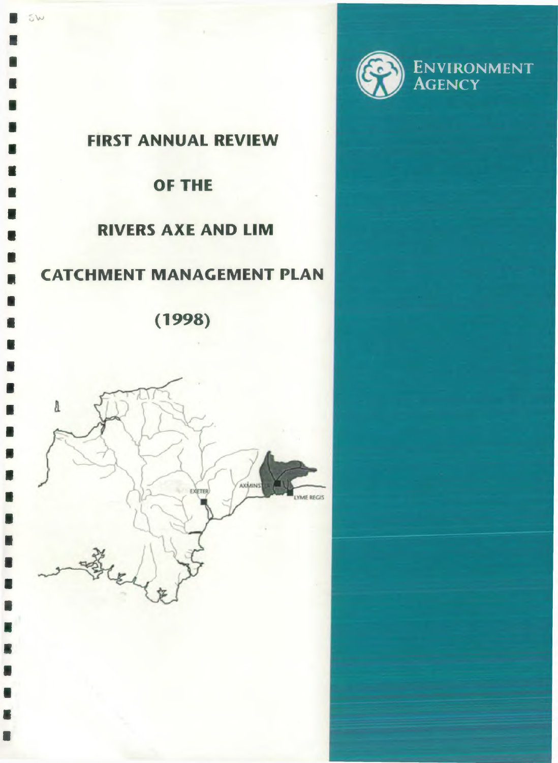ENVIRONMENT AGENCY

# FIRST ANNUAL REVIEW

# OF THE

# RIVERS AXE AND LIM

# CATCHMENT MANAGEMENT PLAN

# (1998)

EXETER

AXMINSTER

LYME REGIS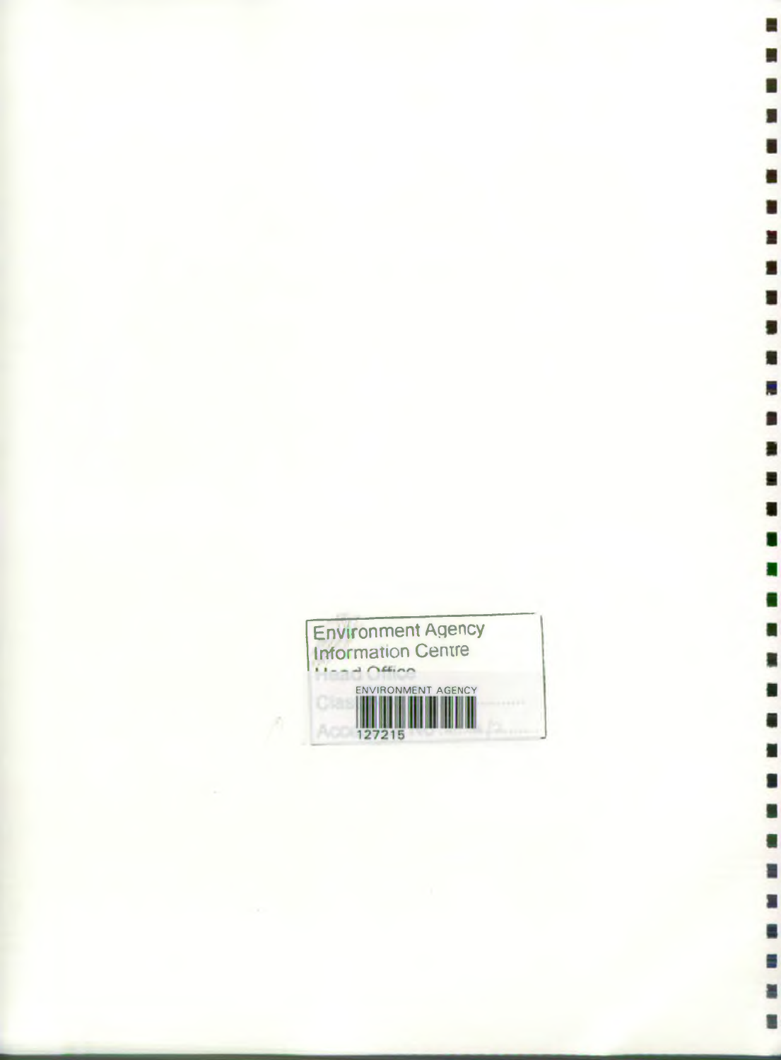Environment Agency
Information Centre
Head Office

ENVIRONMENT AGENCY

Class

127215

Accession No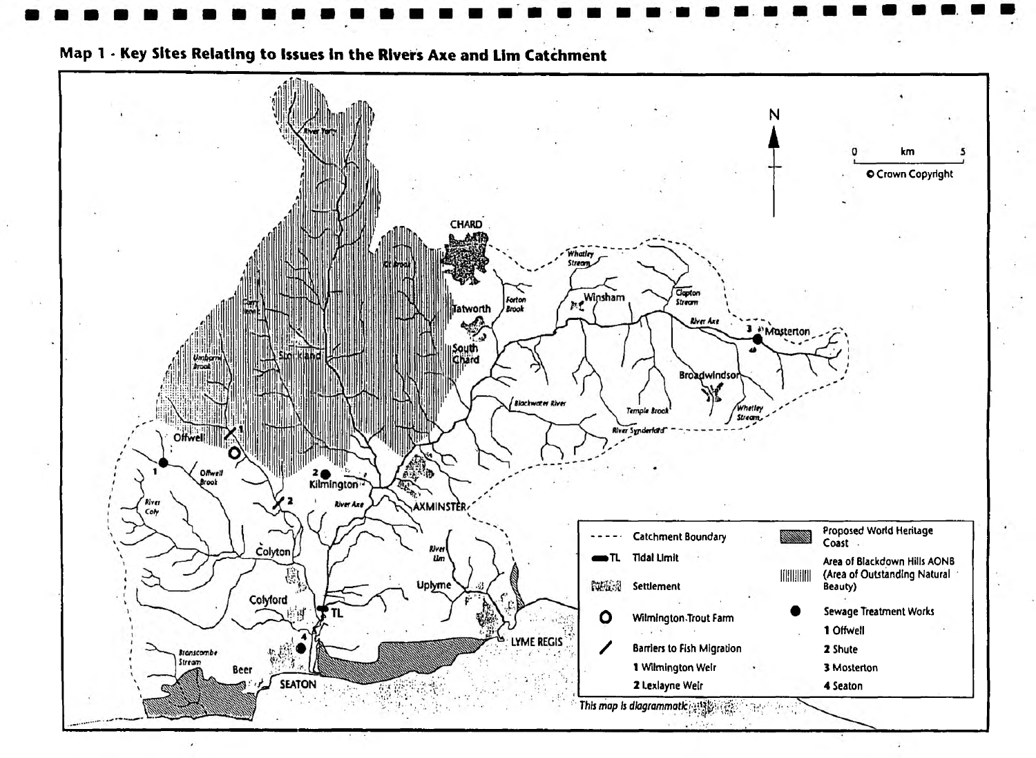## Map 1 - Key Sites Relating to Issues in the Rivers Axe and Lim Catchment

| Symbol | Legend |
| --- | --- |
| ----- | Catchment Boundary |
| TL | Tidal Limit |
| | Settlement |
| O | Wilmington Trout Farm |
| / | Barriers to Fish Migration: 1 Wilmington Weir; 2 Lexlayne Weir |
| | Proposed World Heritage Coast |
| | Area of Blackdown Hills AONB (Area of Outstanding Natural Beauty) |
| ● | Sewage Treatment Works: 1 Offwell; 2 Shute; 3 Mosterton; 4 Seaton |

0 km 5

© Crown Copyright

*This map is diagrammatic*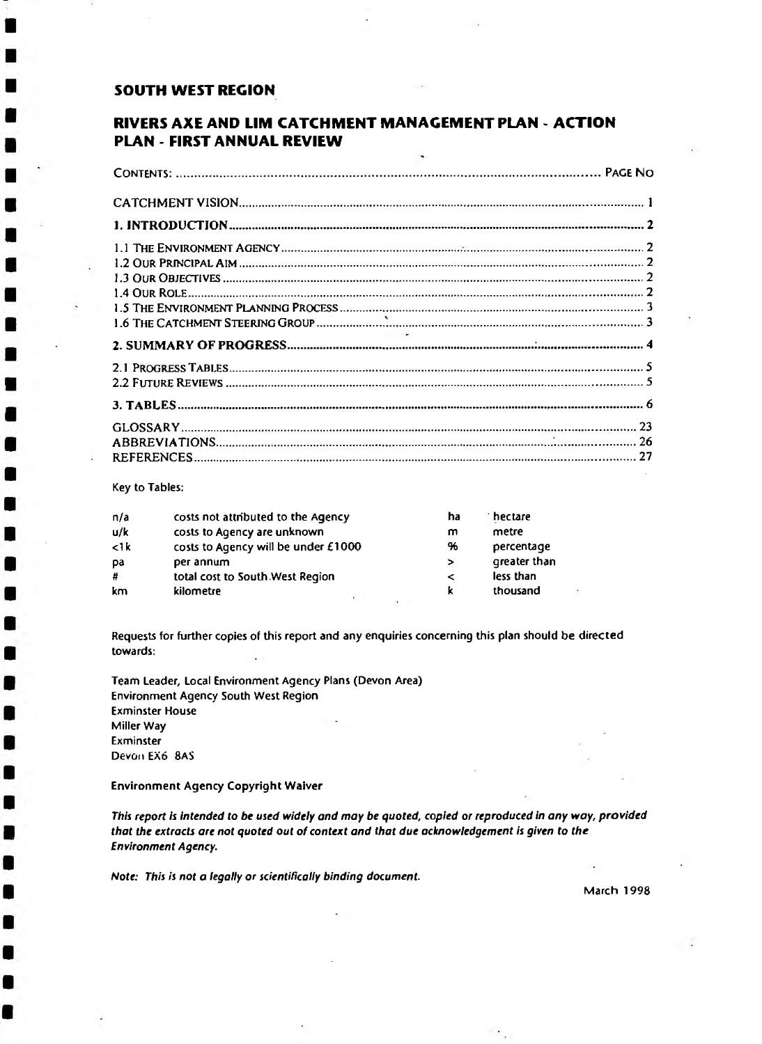## SOUTH WEST REGION

## RIVERS AXE AND LIM CATCHMENT MANAGEMENT PLAN - ACTION PLAN - FIRST ANNUAL REVIEW

| CONTENTS: | PAGE NO |
|---|---|
| CATCHMENT VISION | 1 |
| **1. INTRODUCTION** | **2** |
| 1.1 THE ENVIRONMENT AGENCY | 2 |
| 1.2 OUR PRINCIPAL AIM | 2 |
| 1.3 OUR OBJECTIVES | 2 |
| 1.4 OUR ROLE | 2 |
| 1.5 THE ENVIRONMENT PLANNING PROCESS | 3 |
| 1.6 THE CATCHMENT STEERING GROUP | 3 |
| **2. SUMMARY OF PROGRESS** | **4** |
| 2.1 PROGRESS TABLES | 5 |
| 2.2 FUTURE REVIEWS | 5 |
| **3. TABLES** | **6** |
| GLOSSARY | 23 |
| ABBREVIATIONS | 26 |
| REFERENCES | 27 |

Key to Tables:

| | | | |
|---|---|---|---|
| n/a | costs not attributed to the Agency | ha | hectare |
| u/k | costs to Agency are unknown | m | metre |
| <1k | costs to Agency will be under £1000 | % | percentage |
| pa | per annum | > | greater than |
| # | total cost to South West Region | < | less than |
| km | kilometre | k | thousand |

Requests for further copies of this report and any enquiries concerning this plan should be directed towards:

Team Leader, Local Environment Agency Plans (Devon Area)
Environment Agency South West Region
Exminster House
Miller Way
Exminster
Devon EX6 8AS

**Environment Agency Copyright Waiver**

***This report is intended to be used widely and may be quoted, copied or reproduced in any way, provided that the extracts are not quoted out of context and that due acknowledgement is given to the Environment Agency.***

***Note: This is not a legally or scientifically binding document.***

March 1998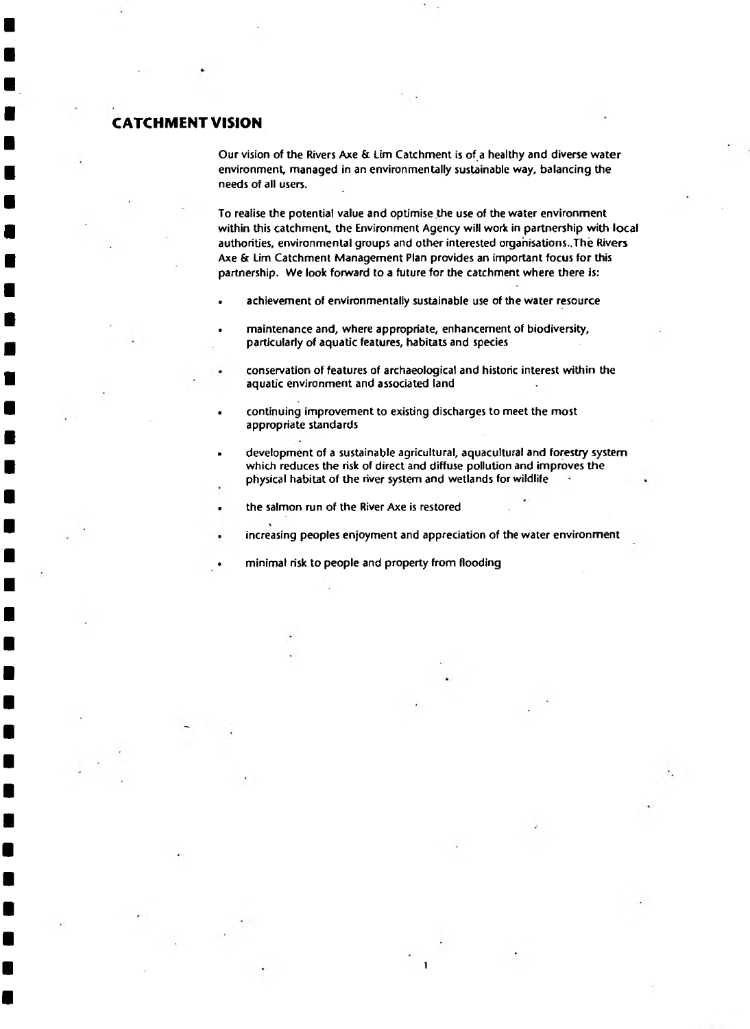## CATCHMENT VISION

Our vision of the Rivers Axe & Lim Catchment is of a healthy and diverse water environment, managed in an environmentally sustainable way, balancing the needs of all users.

To realise the potential value and optimise the use of the water environment within this catchment, the Environment Agency will work in partnership with local authorities, environmental groups and other interested organisations..The Rivers Axe & Lim Catchment Management Plan provides an important focus for this partnership. We look forward to a future for the catchment where there is:

- achievement of environmentally sustainable use of the water resource
- maintenance and, where appropriate, enhancement of biodiversity, particularly of aquatic features, habitats and species
- conservation of features of archaeological and historic interest within the aquatic environment and associated land
- continuing improvement to existing discharges to meet the most appropriate standards
- development of a sustainable agricultural, aquacultural and forestry system which reduces the risk of direct and diffuse pollution and improves the physical habitat of the river system and wetlands for wildlife
- the salmon run of the River Axe is restored
- increasing peoples enjoyment and appreciation of the water environment
- minimal risk to people and property from flooding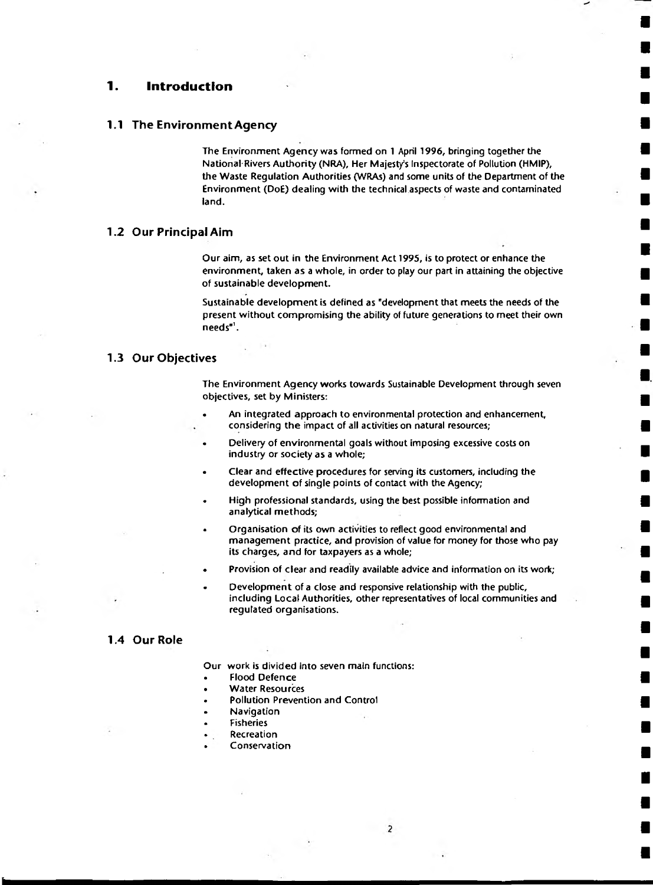# 1. Introduction

## 1.1 The Environment Agency

The Environment Agency was formed on 1 April 1996, bringing together the National Rivers Authority (NRA), Her Majesty's Inspectorate of Pollution (HMIP), the Waste Regulation Authorities (WRAs) and some units of the Department of the Environment (DoE) dealing with the technical aspects of waste and contaminated land.

## 1.2 Our Principal Aim

Our aim, as set out in the Environment Act 1995, is to protect or enhance the environment, taken as a whole, in order to play our part in attaining the objective of sustainable development.

Sustainable development is defined as "development that meets the needs of the present without compromising the ability of future generations to meet their own needs"[1].

## 1.3 Our Objectives

The Environment Agency works towards Sustainable Development through seven objectives, set by Ministers:

- An integrated approach to environmental protection and enhancement, considering the impact of all activities on natural resources;
- Delivery of environmental goals without imposing excessive costs on industry or society as a whole;
- Clear and effective procedures for serving its customers, including the development of single points of contact with the Agency;
- High professional standards, using the best possible information and analytical methods;
- Organisation of its own activities to reflect good environmental and management practice, and provision of value for money for those who pay its charges, and for taxpayers as a whole;
- Provision of clear and readily available advice and information on its work;
- Development of a close and responsive relationship with the public, including Local Authorities, other representatives of local communities and regulated organisations.

## 1.4 Our Role

Our work is divided into seven main functions:

- Flood Defence
- Water Resources
- Pollution Prevention and Control
- Navigation
- Fisheries
- Recreation
- Conservation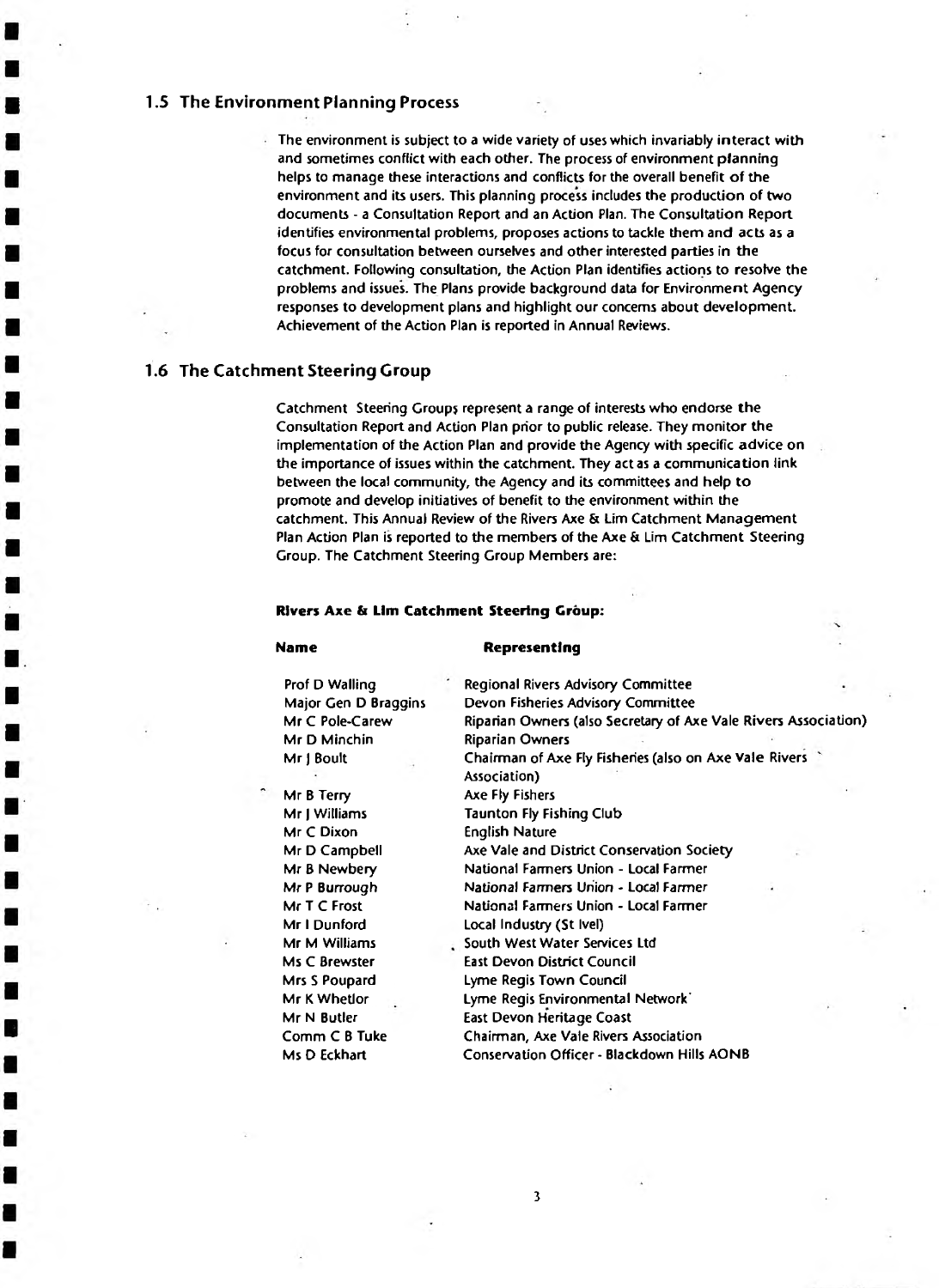## 1.5 The Environment Planning Process

The environment is subject to a wide variety of uses which invariably interact with and sometimes conflict with each other. The process of environment planning helps to manage these interactions and conflicts for the overall benefit of the environment and its users. This planning process includes the production of two documents - a Consultation Report and an Action Plan. The Consultation Report identifies environmental problems, proposes actions to tackle them and acts as a focus for consultation between ourselves and other interested parties in the catchment. Following consultation, the Action Plan identifies actions to resolve the problems and issues. The Plans provide background data for Environment Agency responses to development plans and highlight our concerns about development. Achievement of the Action Plan is reported in Annual Reviews.

## 1.6 The Catchment Steering Group

Catchment Steering Groups represent a range of interests who endorse the Consultation Report and Action Plan prior to public release. They monitor the implementation of the Action Plan and provide the Agency with specific advice on the importance of issues within the catchment. They act as a communication link between the local community, the Agency and its committees and help to promote and develop initiatives of benefit to the environment within the catchment. This Annual Review of the Rivers Axe & Lim Catchment Management Plan Action Plan is reported to the members of the Axe & Lim Catchment Steering Group. The Catchment Steering Group Members are:

**Rivers Axe & Lim Catchment Steering Group:**

| **Name** | **Representing** |
|---|---|
| Prof D Walling | Regional Rivers Advisory Committee |
| Major Gen D Braggins | Devon Fisheries Advisory Committee |
| Mr C Pole-Carew | Riparian Owners (also Secretary of Axe Vale Rivers Association) |
| Mr D Minchin | Riparian Owners |
| Mr J Boult | Chairman of Axe Fly Fisheries (also on Axe Vale Rivers Association) |
| Mr B Terry | Axe Fly Fishers |
| Mr J Williams | Taunton Fly Fishing Club |
| Mr C Dixon | English Nature |
| Mr D Campbell | Axe Vale and District Conservation Society |
| Mr B Newbery | National Farmers Union - Local Farmer |
| Mr P Burrough | National Farmers Union - Local Farmer |
| Mr T C Frost | National Farmers Union - Local Farmer |
| Mr I Dunford | Local Industry (St Ivel) |
| Mr M Williams | South West Water Services Ltd |
| Ms C Brewster | East Devon District Council |
| Mrs S Poupard | Lyme Regis Town Council |
| Mr K Whetlor | Lyme Regis Environmental Network |
| Mr N Butler | East Devon Heritage Coast |
| Comm C B Tuke | Chairman, Axe Vale Rivers Association |
| Ms D Eckhart | Conservation Officer - Blackdown Hills AONB |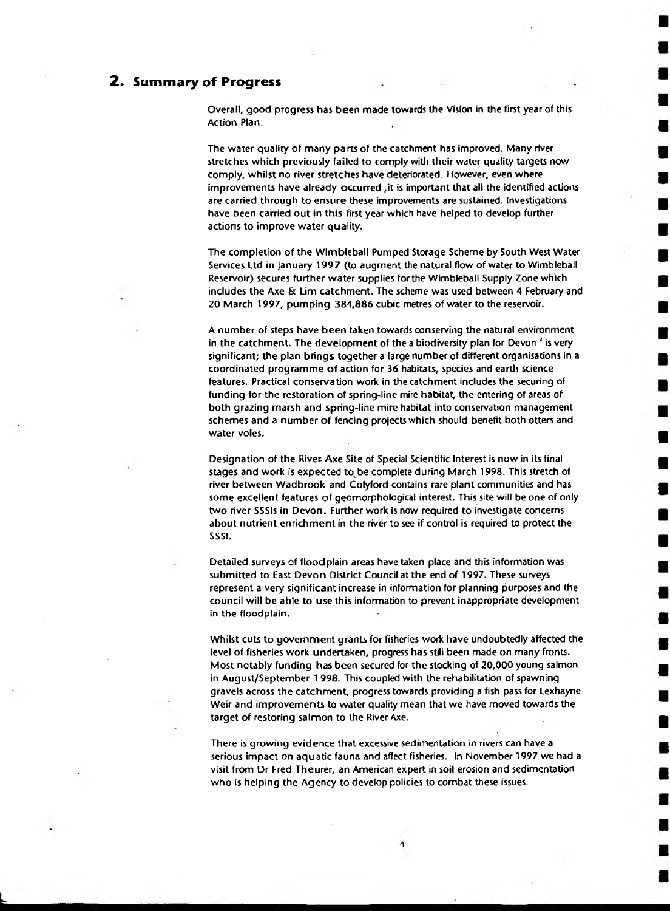## 2. Summary of Progress

Overall, good progress has been made towards the Vision in the first year of this Action Plan.

The water quality of many parts of the catchment has improved. Many river stretches which previously failed to comply with their water quality targets now comply, whilst no river stretches have deteriorated. However, even where improvements have already occurred ,it is important that all the identified actions are carried through to ensure these improvements are sustained. Investigations have been carried out in this first year which have helped to develop further actions to improve water quality.

The completion of the Wimbleball Pumped Storage Scheme by South West Water Services Ltd in January 1997 (to augment the natural flow of water to Wimbleball Reservoir) secures further water supplies for the Wimbleball Supply Zone which includes the Axe & Lim catchment. The scheme was used between 4 February and 20 March 1997, pumping 384,886 cubic metres of water to the reservoir.

A number of steps have been taken towards conserving the natural environment in the catchment. The development of the a biodiversity plan for Devon [2] is very significant; the plan brings together a large number of different organisations in a coordinated programme of action for 36 habitats, species and earth science features. Practical conservation work in the catchment includes the securing of funding for the restoration of spring-line mire habitat, the entering of areas of both grazing marsh and spring-line mire habitat into conservation management schemes and a number of fencing projects which should benefit both otters and water voles.

Designation of the River Axe Site of Special Scientific Interest is now in its final stages and work is expected to be complete during March 1998. This stretch of river between Wadbrook and Colyford contains rare plant communities and has some excellent features of geomorphological interest. This site will be one of only two river SSSIs in Devon. Further work is now required to investigate concerns about nutrient enrichment in the river to see if control is required to protect the SSSI.

Detailed surveys of floodplain areas have taken place and this information was submitted to East Devon District Council at the end of 1997. These surveys represent a very significant increase in information for planning purposes and the council will be able to use this information to prevent inappropriate development in the floodplain.

Whilst cuts to government grants for fisheries work have undoubtedly affected the level of fisheries work undertaken, progress has still been made on many fronts. Most notably funding has been secured for the stocking of 20,000 young salmon in August/September 1998. This coupled with the rehabilitation of spawning gravels across the catchment, progress towards providing a fish pass for Lexhayne Weir and improvements to water quality mean that we have moved towards the target of restoring salmon to the River Axe.

There is growing evidence that excessive sedimentation in rivers can have a serious impact on aquatic fauna and affect fisheries. In November 1997 we had a visit from Dr Fred Theurer, an American expert in soil erosion and sedimentation who is helping the Agency to develop policies to combat these issues.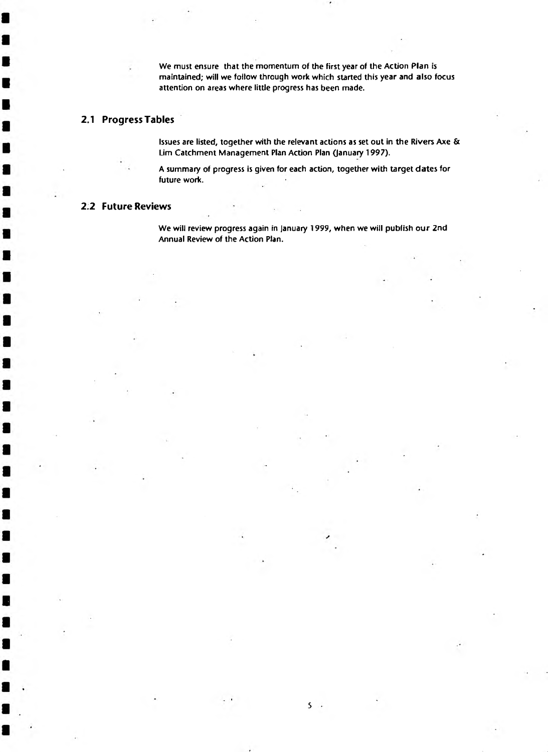We must ensure that the momentum of the first year of the Action Plan is maintained; will we follow through work which started this year and also focus attention on areas where little progress has been made.

## 2.1 Progress Tables

Issues are listed, together with the relevant actions as set out in the Rivers Axe & Lim Catchment Management Plan Action Plan (January 1997).

A summary of progress is given for each action, together with target dates for future work.

## 2.2 Future Reviews

We will review progress again in January 1999, when we will publish our 2nd Annual Review of the Action Plan.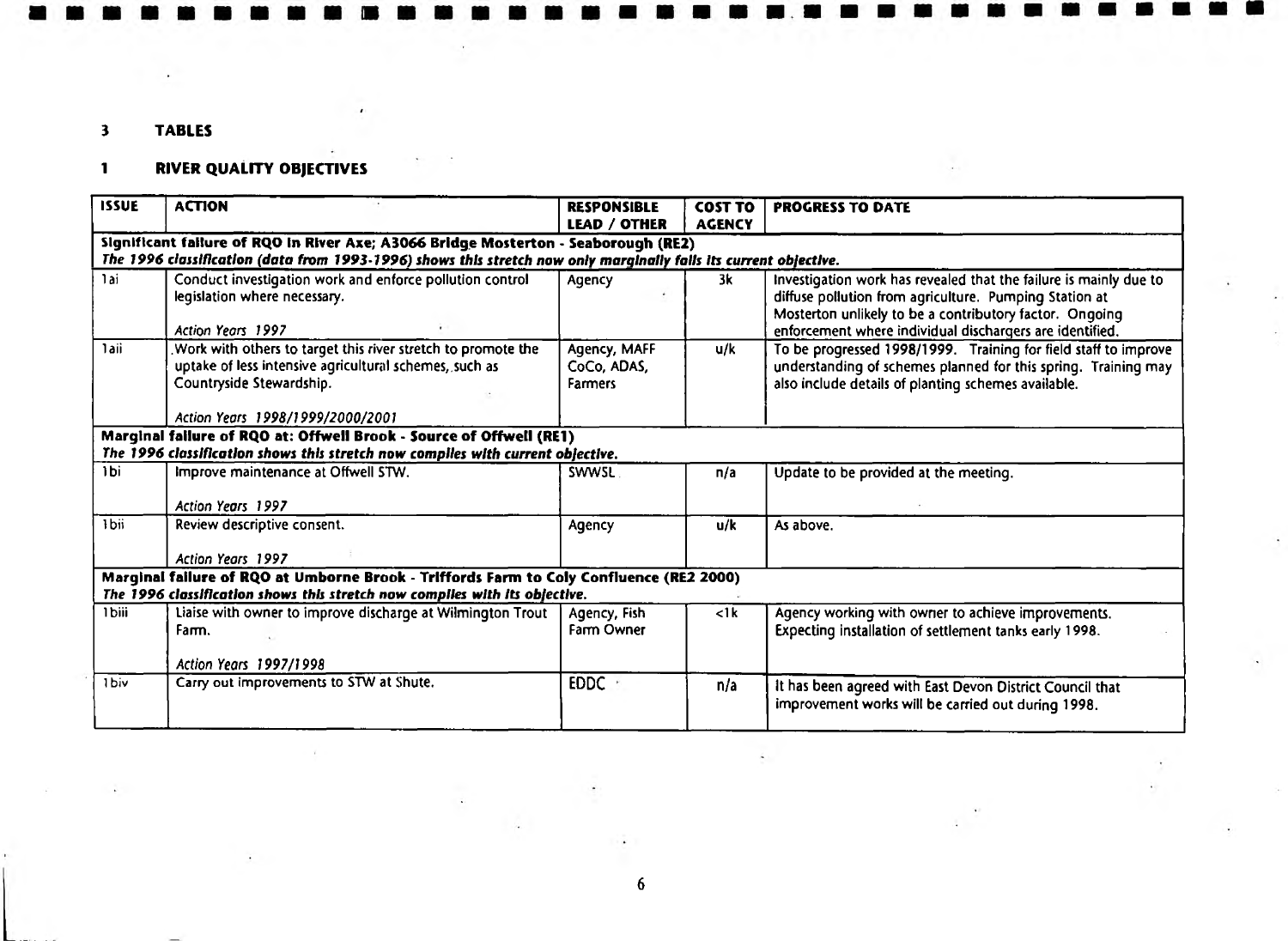## 3 TABLES

### 1 RIVER QUALITY OBJECTIVES

| ISSUE | ACTION | RESPONSIBLE LEAD / OTHER | COST TO AGENCY | PROGRESS TO DATE |
|---|---|---|---|---|
| **Significant failure of RQO in River Axe; A3066 Bridge Mosterton - Seaborough (RE2)** *The 1996 classification (data from 1993-1996) shows this stretch now only marginally fails its current objective.* | | | | |
| 1ai | Conduct investigation work and enforce pollution control legislation where necessary. *Action Years 1997* | Agency | 3k | Investigation work has revealed that the failure is mainly due to diffuse pollution from agriculture. Pumping Station at Mosterton unlikely to be a contributory factor. Ongoing enforcement where individual dischargers are identified. |
| 1aii | Work with others to target this river stretch to promote the uptake of less intensive agricultural schemes, such as Countryside Stewardship. *Action Years 1998/1999/2000/2001* | Agency, MAFF CoCo, ADAS, Farmers | u/k | To be progressed 1998/1999. Training for field staff to improve understanding of schemes planned for this spring. Training may also include details of planting schemes available. |
| **Marginal failure of RQO at: Offwell Brook - Source of Offwell (RE1)** *The 1996 classification shows this stretch now complies with current objective.* | | | | |
| 1bi | Improve maintenance at Offwell STW. *Action Years 1997* | SWWSL | n/a | Update to be provided at the meeting. |
| 1bii | Review descriptive consent. *Action Years 1997* | Agency | u/k | As above. |
| **Marginal failure of RQO at Umborne Brook - Triffords Farm to Coly Confluence (RE2 2000)** *The 1996 classification shows this stretch now complies with its objective.* | | | | |
| 1biii | Liaise with owner to improve discharge at Wilmington Trout Farm. *Action Years 1997/1998* | Agency, Fish Farm Owner | <1k | Agency working with owner to achieve improvements. Expecting installation of settlement tanks early 1998. |
| 1biv | Carry out improvements to STW at Shute. | EDDC | n/a | It has been agreed with East Devon District Council that improvement works will be carried out during 1998. |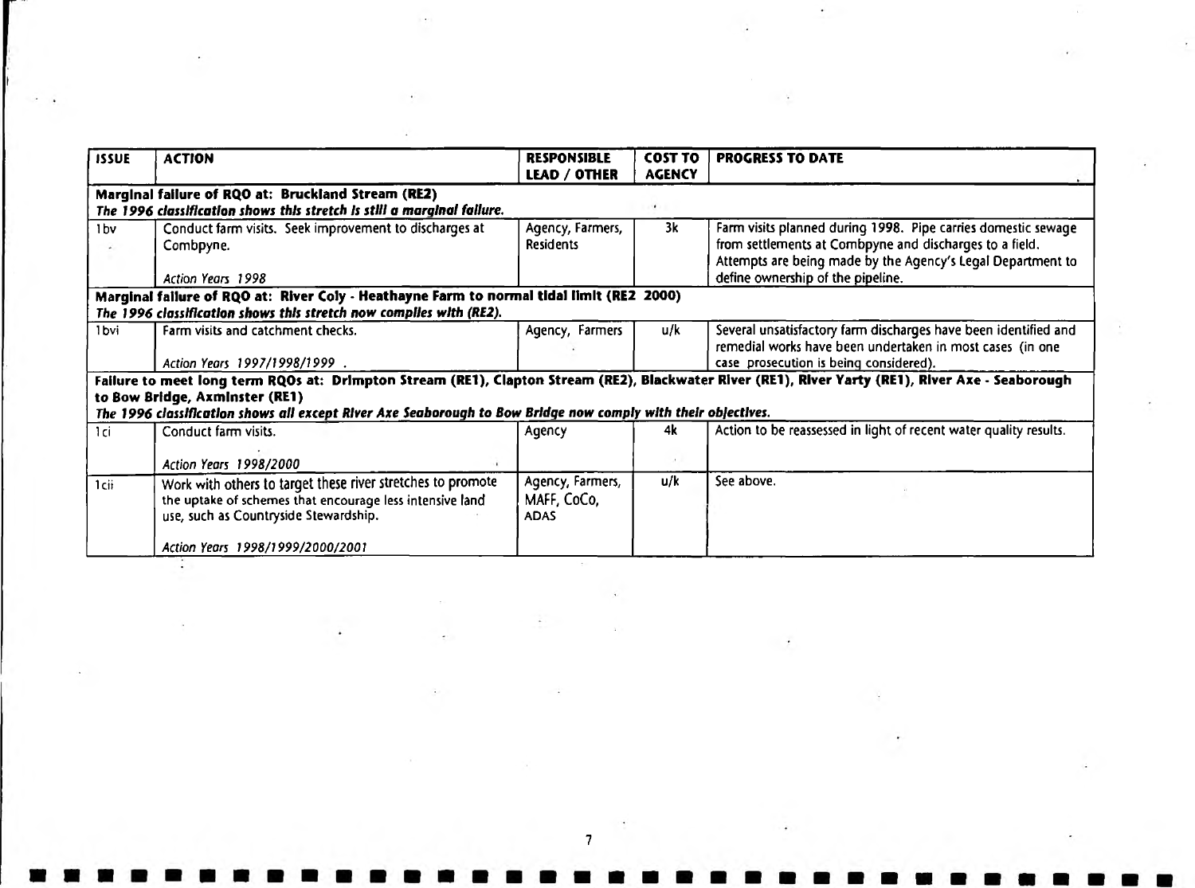| ISSUE | ACTION | RESPONSIBLE LEAD / OTHER | COST TO AGENCY | PROGRESS TO DATE |
|---|---|---|---|---|
| **Marginal failure of RQO at: Bruckland Stream (RE2)** *The 1996 classification shows this stretch is still a marginal failure.* | | | | |
| 1bv | Conduct farm visits. Seek improvement to discharges at Combpyne. *Action Years 1998* | Agency, Farmers, Residents | 3k | Farm visits planned during 1998. Pipe carries domestic sewage from settlements at Combpyne and discharges to a field. Attempts are being made by the Agency's Legal Department to define ownership of the pipeline. |
| **Marginal failure of RQO at: River Coly - Heathayne Farm to normal tidal limit (RE2 2000)** *The 1996 classification shows this stretch now complies with (RE2).* | | | | |
| 1bvi | Farm visits and catchment checks. *Action Years 1997/1998/1999* | Agency, Farmers | u/k | Several unsatisfactory farm discharges have been identified and remedial works have been undertaken in most cases (in one case prosecution is being considered). |
| **Failure to meet long term RQOs at: Drimpton Stream (RE1), Clapton Stream (RE2), Blackwater River (RE1), River Yarty (RE1), River Axe - Seaborough to Bow Bridge, Axminster (RE1)** *The 1996 classification shows all except River Axe Seaborough to Bow Bridge now comply with their objectives.* | | | | |
| 1ci | Conduct farm visits. *Action Years 1998/2000* | Agency | 4k | Action to be reassessed in light of recent water quality results. |
| 1cii | Work with others to target these river stretches to promote the uptake of schemes that encourage less intensive land use, such as Countryside Stewardship. *Action Years 1998/1999/2000/2001* | Agency, Farmers, MAFF, CoCo, ADAS | u/k | See above. |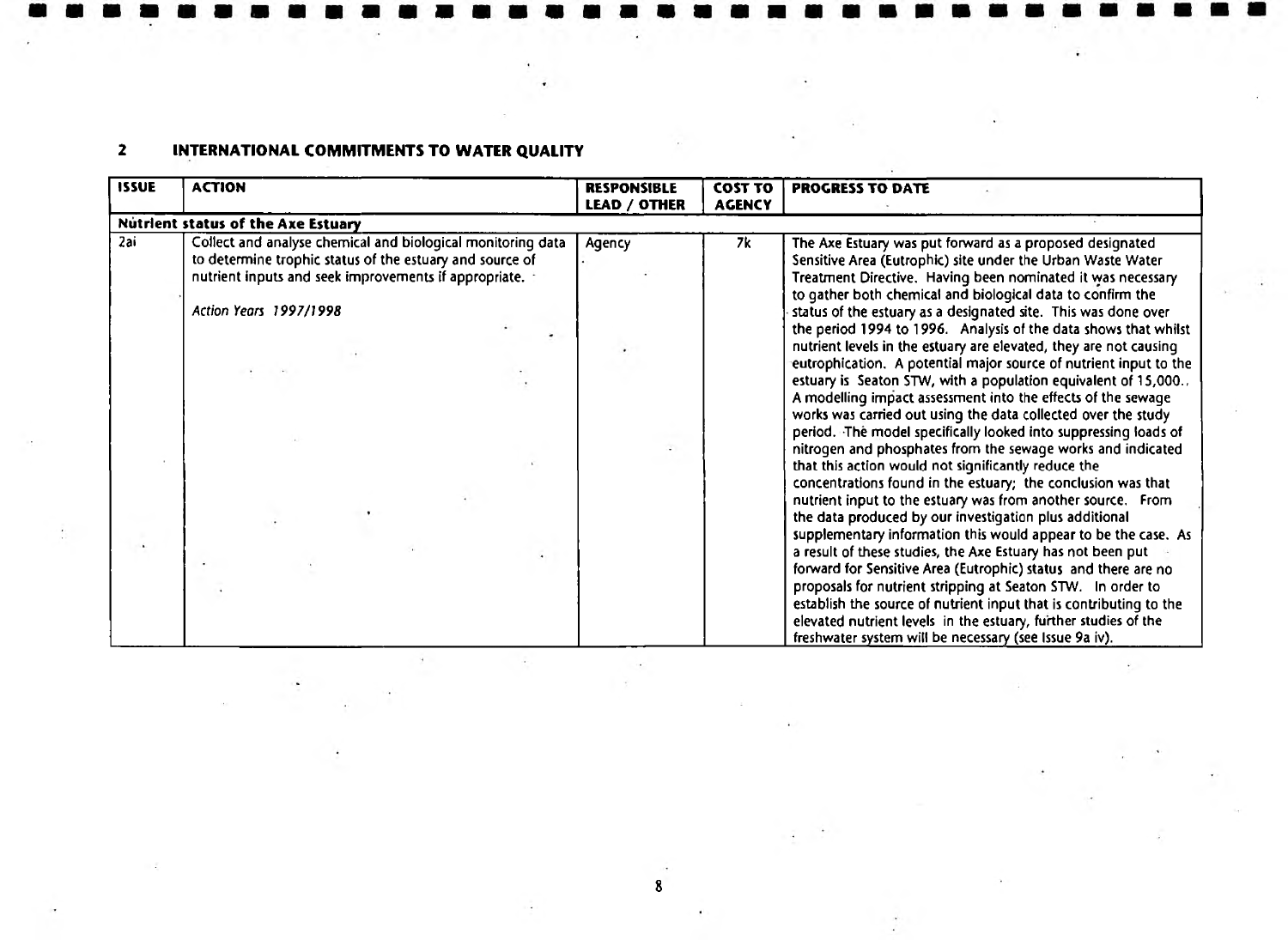## 2 INTERNATIONAL COMMITMENTS TO WATER QUALITY

| ISSUE | ACTION | RESPONSIBLE LEAD / OTHER | COST TO AGENCY | PROGRESS TO DATE |
|---|---|---|---|---|
| **Nutrient status of the Axe Estuary** | | | | |
| 2ai | Collect and analyse chemical and biological monitoring data to determine trophic status of the estuary and source of nutrient inputs and seek improvements if appropriate.<br><br>*Action Years 1997/1998* | Agency | 7k | The Axe Estuary was put forward as a proposed designated Sensitive Area (Eutrophic) site under the Urban Waste Water Treatment Directive. Having been nominated it was necessary to gather both chemical and biological data to confirm the status of the estuary as a designated site. This was done over the period 1994 to 1996. Analysis of the data shows that whilst nutrient levels in the estuary are elevated, they are not causing eutrophication. A potential major source of nutrient input to the estuary is Seaton STW, with a population equivalent of 15,000. A modelling impact assessment into the effects of the sewage works was carried out using the data collected over the study period. The model specifically looked into suppressing loads of nitrogen and phosphates from the sewage works and indicated that this action would not significantly reduce the concentrations found in the estuary; the conclusion was that nutrient input to the estuary was from another source. From the data produced by our investigation plus additional supplementary information this would appear to be the case. As a result of these studies, the Axe Estuary has not been put forward for Sensitive Area (Eutrophic) status and there are no proposals for nutrient stripping at Seaton STW. In order to establish the source of nutrient input that is contributing to the elevated nutrient levels in the estuary, further studies of the freshwater system will be necessary (see Issue 9a iv). |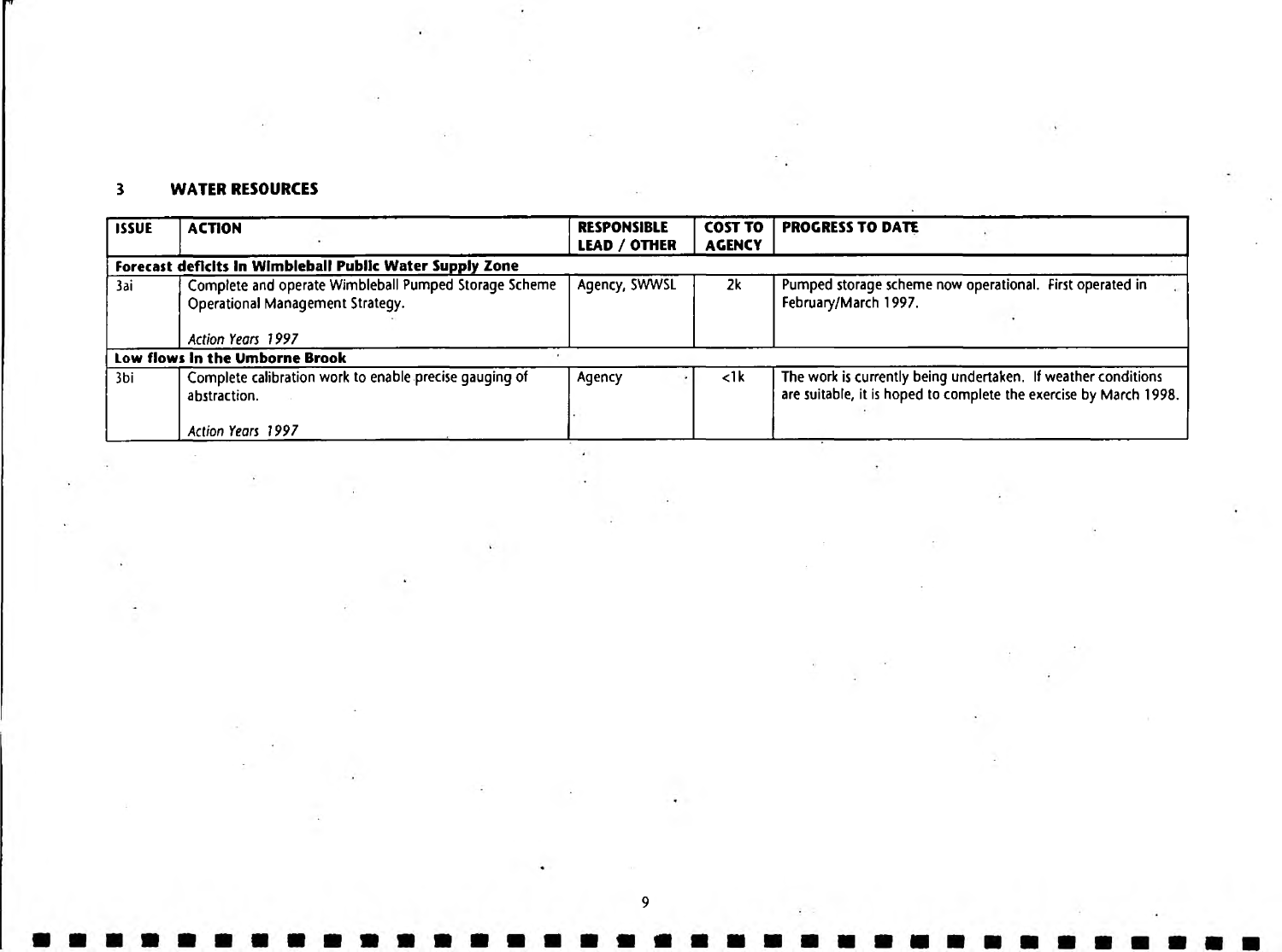## 3 WATER RESOURCES

| ISSUE | ACTION | RESPONSIBLE LEAD / OTHER | COST TO AGENCY | PROGRESS TO DATE |
|---|---|---|---|---|
| **Forecast deficits in Wimbleball Public Water Supply Zone** | | | | |
| 3ai | Complete and operate Wimbleball Pumped Storage Scheme Operational Management Strategy.<br><br>*Action Years 1997* | Agency, SWWSL | 2k | Pumped storage scheme now operational. First operated in February/March 1997. |
| **Low flows in the Umborne Brook** | | | | |
| 3bi | Complete calibration work to enable precise gauging of abstraction.<br><br>*Action Years 1997* | Agency | <1k | The work is currently being undertaken. If weather conditions are suitable, it is hoped to complete the exercise by March 1998. |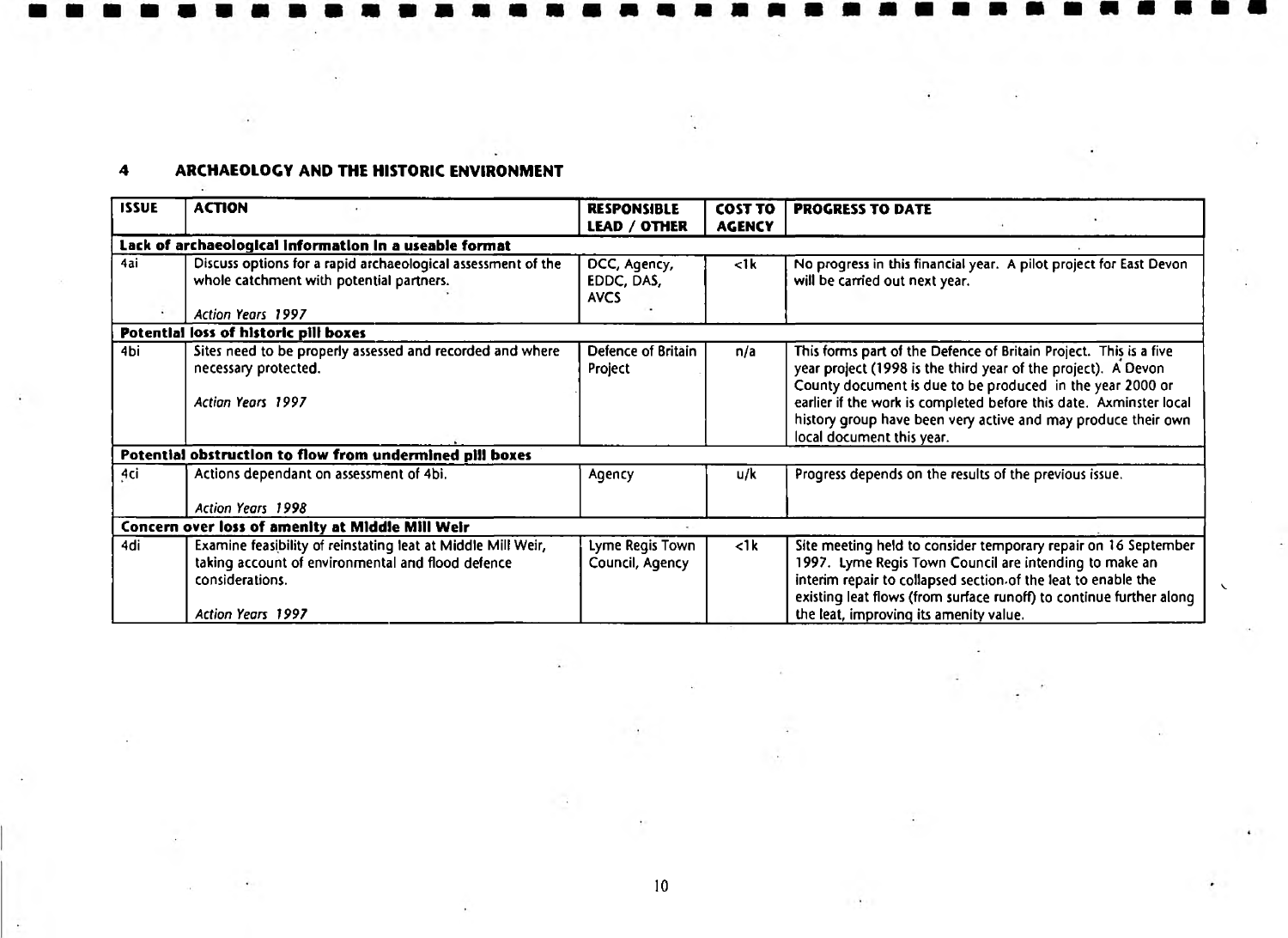## 4 ARCHAEOLOGY AND THE HISTORIC ENVIRONMENT

| ISSUE | ACTION | RESPONSIBLE LEAD / OTHER | COST TO AGENCY | PROGRESS TO DATE |
|---|---|---|---|---|
| **Lack of archaeological information in a useable format** | | | | |
| 4ai | Discuss options for a rapid archaeological assessment of the whole catchment with potential partners.<br><br>*Action Years 1997* | DCC, Agency, EDDC, DAS, AVCS | <1k | No progress in this financial year. A pilot project for East Devon will be carried out next year. |
| **Potential loss of historic pill boxes** | | | | |
| 4bi | Sites need to be properly assessed and recorded and where necessary protected.<br><br>*Action Years 1997* | Defence of Britain Project | n/a | This forms part of the Defence of Britain Project. This is a five year project (1998 is the third year of the project). A Devon County document is due to be produced in the year 2000 or earlier if the work is completed before this date. Axminster local history group have been very active and may produce their own local document this year. |
| **Potential obstruction to flow from undermined pill boxes** | | | | |
| 4ci | Actions dependant on assessment of 4bi.<br><br>*Action Years 1998* | Agency | u/k | Progress depends on the results of the previous issue. |
| **Concern over loss of amenity at Middle Mill Weir** | | | | |
| 4di | Examine feasibility of reinstating leat at Middle Mill Weir, taking account of environmental and flood defence considerations.<br><br>*Action Years 1997* | Lyme Regis Town Council, Agency | <1k | Site meeting held to consider temporary repair on 16 September 1997. Lyme Regis Town Council are intending to make an interim repair to collapsed section of the leat to enable the existing leat flows (from surface runoff) to continue further along the leat, improving its amenity value. |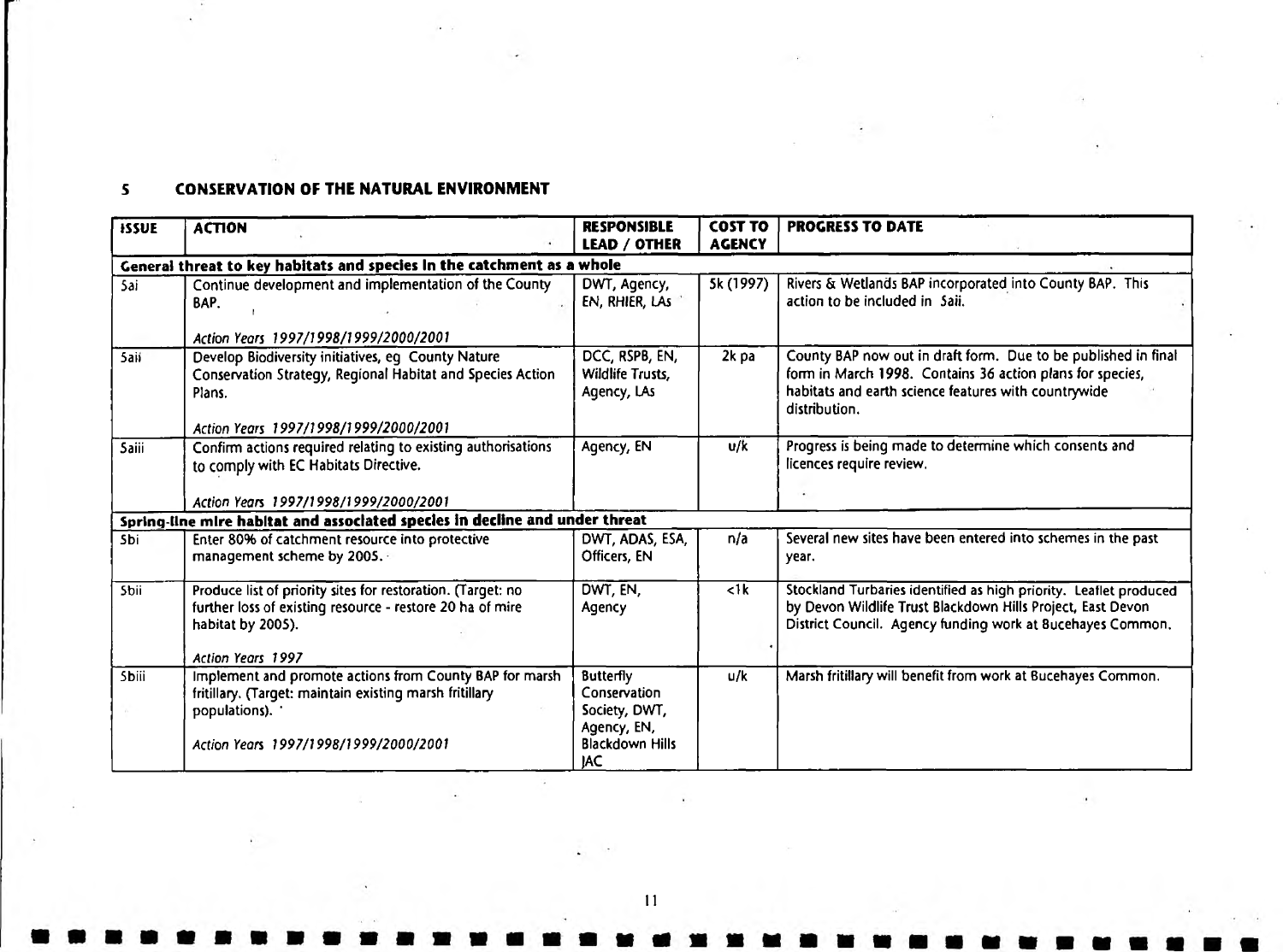## 5 CONSERVATION OF THE NATURAL ENVIRONMENT

| ISSUE | ACTION | RESPONSIBLE LEAD / OTHER | COST TO AGENCY | PROGRESS TO DATE |
|---|---|---|---|---|
| **General threat to key habitats and species in the catchment as a whole** | | | | |
| 5ai | Continue development and implementation of the County BAP.<br><br>*Action Years 1997/1998/1999/2000/2001* | DWT, Agency, EN, RHIER, LAs | 5k (1997) | Rivers & Wetlands BAP incorporated into County BAP. This action to be included in 5aii. |
| 5aii | Develop Biodiversity initiatives, eg County Nature Conservation Strategy, Regional Habitat and Species Action Plans.<br><br>*Action Years 1997/1998/1999/2000/2001* | DCC, RSPB, EN, Wildlife Trusts, Agency, LAs | 2k pa | County BAP now out in draft form. Due to be published in final form in March 1998. Contains 36 action plans for species, habitats and earth science features with countrywide distribution. |
| 5aiii | Confirm actions required relating to existing authorisations to comply with EC Habitats Directive.<br><br>*Action Years 1997/1998/1999/2000/2001* | Agency, EN | u/k | Progress is being made to determine which consents and licences require review. |
| **Spring-line mire habitat and associated species in decline and under threat** | | | | |
| 5bi | Enter 80% of catchment resource into protective management scheme by 2005. | DWT, ADAS, ESA, Officers, EN | n/a | Several new sites have been entered into schemes in the past year. |
| 5bii | Produce list of priority sites for restoration. (Target: no further loss of existing resource - restore 20 ha of mire habitat by 2005).<br><br>*Action Years 1997* | DWT, EN, Agency | <1k | Stockland Turbaries identified as high priority. Leaflet produced by Devon Wildlife Trust Blackdown Hills Project, East Devon District Council. Agency funding work at Bucehayes Common. |
| 5biii | Implement and promote actions from County BAP for marsh fritillary. (Target: maintain existing marsh fritillary populations).<br><br>*Action Years 1997/1998/1999/2000/2001* | Butterfly Conservation Society, DWT, Agency, EN, Blackdown Hills JAC | u/k | Marsh fritillary will benefit from work at Bucehayes Common. |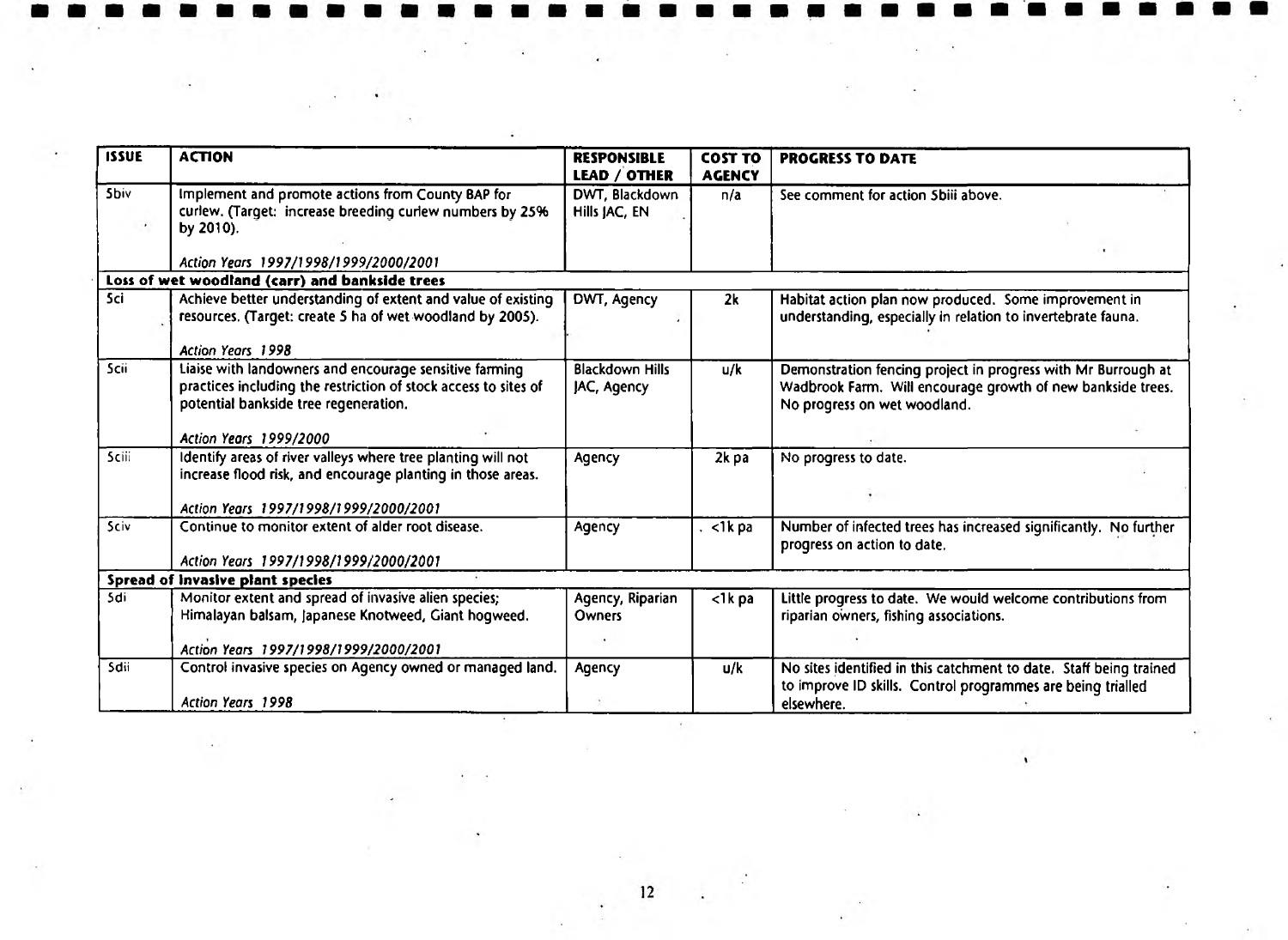| ISSUE | ACTION | RESPONSIBLE LEAD / OTHER | COST TO AGENCY | PROGRESS TO DATE |
|---|---|---|---|---|
| 5biv | Implement and promote actions from County BAP for curlew. (Target: increase breeding curlew numbers by 25% by 2010).<br><br>*Action Years 1997/1998/1999/2000/2001* | DWT, Blackdown Hills JAC, EN | n/a | See comment for action 5biii above. |
| **Loss of wet woodland (carr) and bankside trees** | | | | |
| 5ci | Achieve better understanding of extent and value of existing resources. (Target: create 5 ha of wet woodland by 2005).<br><br>*Action Years 1998* | DWT, Agency | 2k | Habitat action plan now produced. Some improvement in understanding, especially in relation to invertebrate fauna. |
| 5cii | Liaise with landowners and encourage sensitive farming practices including the restriction of stock access to sites of potential bankside tree regeneration.<br><br>*Action Years 1999/2000* | Blackdown Hills JAC, Agency | u/k | Demonstration fencing project in progress with Mr Burrough at Wadbrook Farm. Will encourage growth of new bankside trees. No progress on wet woodland. |
| 5ciii | Identify areas of river valleys where tree planting will not increase flood risk, and encourage planting in those areas.<br><br>*Action Years 1997/1998/1999/2000/2001* | Agency | 2k pa | No progress to date. |
| 5civ | Continue to monitor extent of alder root disease.<br><br>*Action Years 1997/1998/1999/2000/2001* | Agency | <1k pa | Number of infected trees has increased significantly. No further progress on action to date. |
| **Spread of invasive plant species** | | | | |
| 5di | Monitor extent and spread of invasive alien species; Himalayan balsam, Japanese Knotweed, Giant hogweed.<br><br>*Action Years 1997/1998/1999/2000/2001* | Agency, Riparian Owners | <1k pa | Little progress to date. We would welcome contributions from riparian owners, fishing associations. |
| 5dii | Control invasive species on Agency owned or managed land.<br><br>*Action Years 1998* | Agency | u/k | No sites identified in this catchment to date. Staff being trained to improve ID skills. Control programmes are being trialled elsewhere. |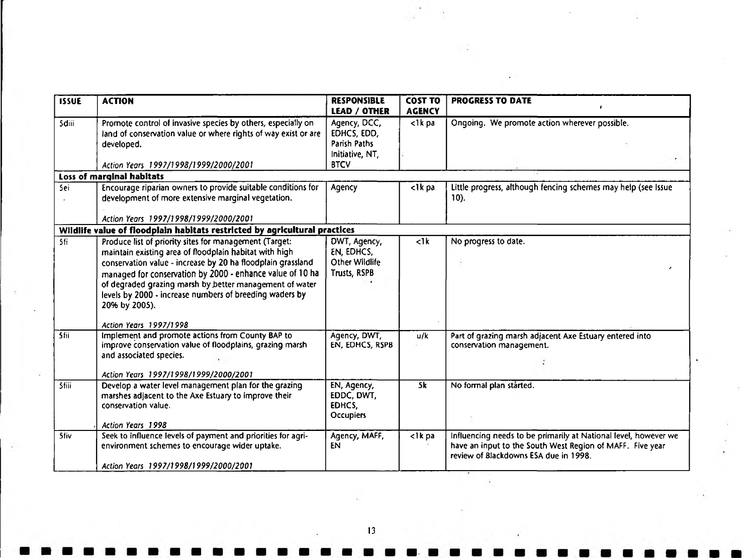| ISSUE | ACTION | RESPONSIBLE LEAD / OTHER | COST TO AGENCY | PROGRESS TO DATE |
|---|---|---|---|---|
| 5diii | Promote control of invasive species by others, especially on land of conservation value or where rights of way exist or are developed.<br><br>*Action Years 1997/1998/1999/2000/2001* | Agency, DCC, EDHCS, EDD, Parish Paths Initiative, NT, BTCV | <1k pa | Ongoing. We promote action wherever possible. |
| **Loss of marginal habitats** | | | | |
| 5ei | Encourage riparian owners to provide suitable conditions for development of more extensive marginal vegetation.<br><br>*Action Years 1997/1998/1999/2000/2001* | Agency | <1k pa | Little progress, although fencing schemes may help (see Issue 10). |
| **Wildlife value of floodplain habitats restricted by agricultural practices** | | | | |
| 5fi | Produce list of priority sites for management (Target: maintain existing area of floodplain habitat with high conservation value - increase by 20 ha floodplain grassland managed for conservation by 2000 - enhance value of 10 ha of degraded grazing marsh by better management of water levels by 2000 - increase numbers of breeding waders by 20% by 2005).<br><br>*Action Years 1997/1998* | DWT, Agency, EN, EDHCS, Other Wildlife Trusts, RSPB | <1k | No progress to date. |
| 5fii | Implement and promote actions from County BAP to improve conservation value of floodplains, grazing marsh and associated species.<br><br>*Action Years 1997/1998/1999/2000/2001* | Agency, DWT, EN, EDHCS, RSPB | u/k | Part of grazing marsh adjacent Axe Estuary entered into conservation management. |
| 5fiii | Develop a water level management plan for the grazing marshes adjacent to the Axe Estuary to improve their conservation value.<br><br>*Action Years 1998* | EN, Agency, EDDC, DWT, EDHCS, Occupiers | 5k | No formal plan started. |
| 5fiv | Seek to influence levels of payment and priorities for agri-environment schemes to encourage wider uptake.<br><br>*Action Years 1997/1998/1999/2000/2001* | Agency, MAFF, EN | <1k pa | Influencing needs to be primarily at National level, however we have an input to the South West Region of MAFF. Five year review of Blackdowns ESA due in 1998. |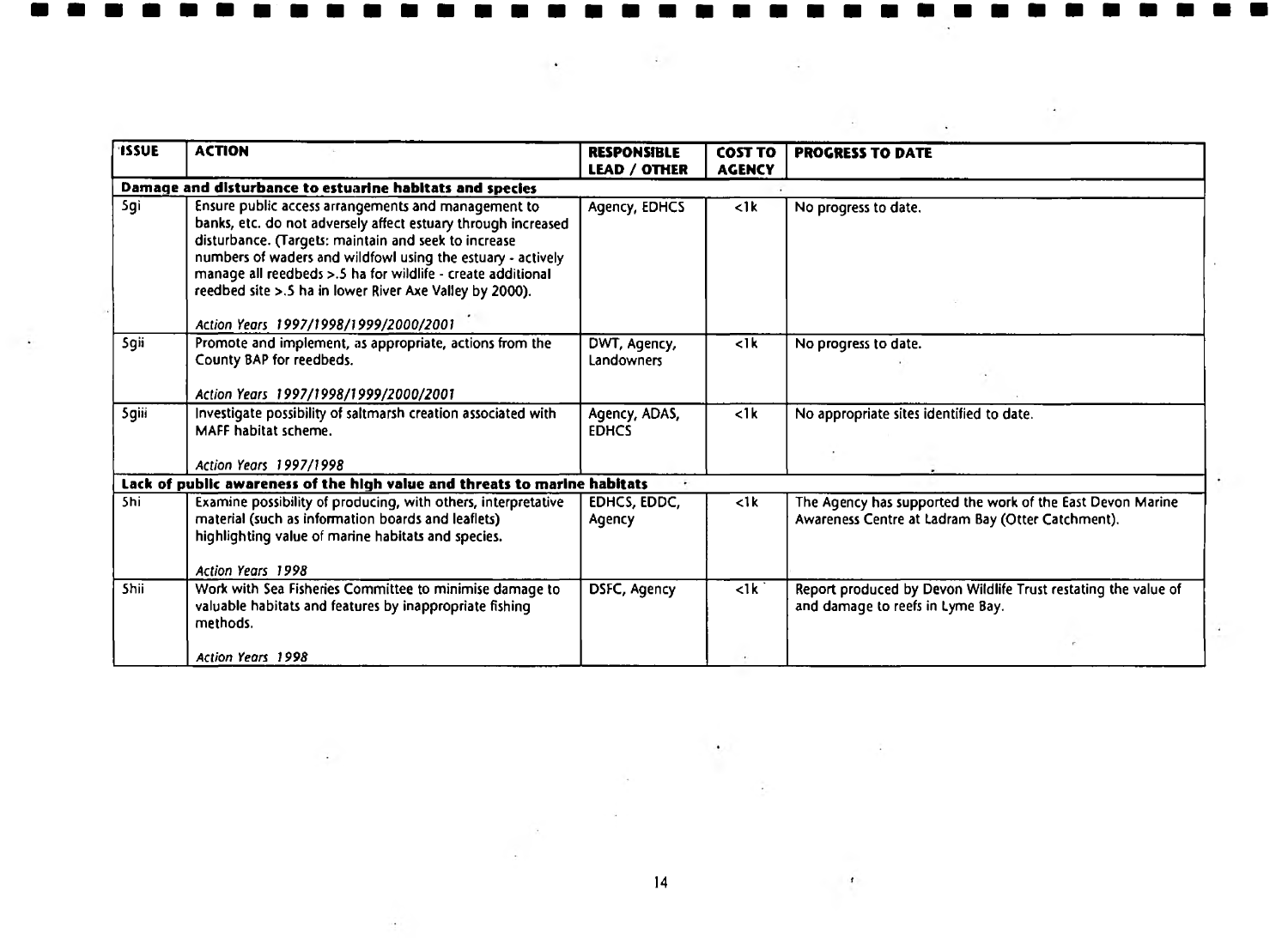| ISSUE | ACTION | RESPONSIBLE LEAD / OTHER | COST TO AGENCY | PROGRESS TO DATE |
|---|---|---|---|---|
| **Damage and disturbance to estuarine habitats and species** | | | | |
| 5gi | Ensure public access arrangements and management to banks, etc. do not adversely affect estuary through increased disturbance. (Targets: maintain and seek to increase numbers of waders and wildfowl using the estuary - actively manage all reedbeds >.5 ha for wildlife - create additional reedbed site >.5 ha in lower River Axe Valley by 2000).<br><br>*Action Years 1997/1998/1999/2000/2001* | Agency, EDHCS | <1k | No progress to date. |
| 5gii | Promote and implement, as appropriate, actions from the County BAP for reedbeds.<br><br>*Action Years 1997/1998/1999/2000/2001* | DWT, Agency, Landowners | <1k | No progress to date. |
| 5giii | Investigate possibility of saltmarsh creation associated with MAFF habitat scheme.<br><br>*Action Years 1997/1998* | Agency, ADAS, EDHCS | <1k | No appropriate sites identified to date. |
| **Lack of public awareness of the high value and threats to marine habitats** | | | | |
| 5hi | Examine possibility of producing, with others, interpretative material (such as information boards and leaflets) highlighting value of marine habitats and species.<br><br>*Action Years 1998* | EDHCS, EDDC, Agency | <1k | The Agency has supported the work of the East Devon Marine Awareness Centre at Ladram Bay (Otter Catchment). |
| 5hii | Work with Sea Fisheries Committee to minimise damage to valuable habitats and features by inappropriate fishing methods.<br><br>*Action Years 1998* | DSFC, Agency | <1k | Report produced by Devon Wildlife Trust restating the value of and damage to reefs in Lyme Bay. |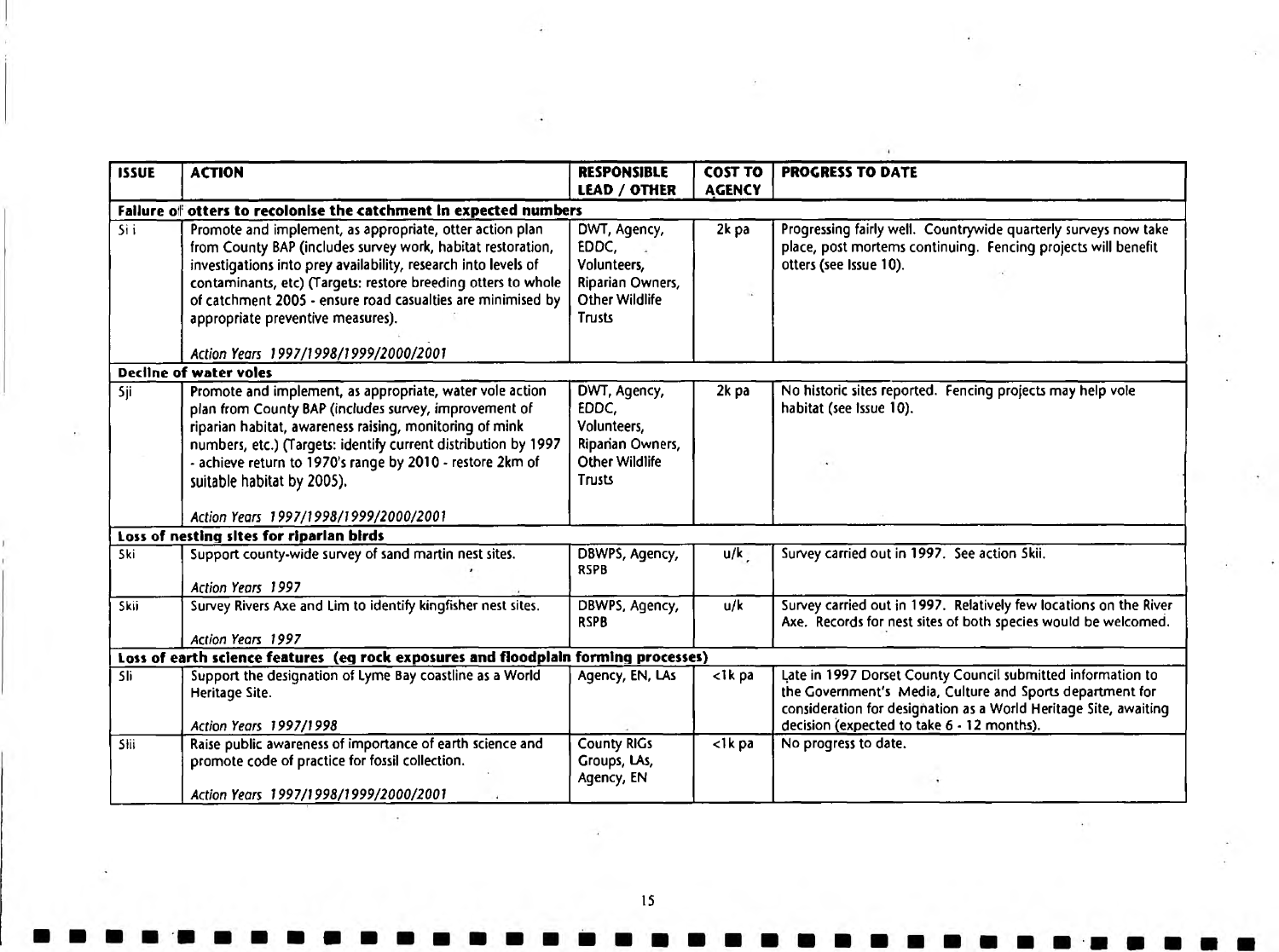| ISSUE | ACTION | RESPONSIBLE LEAD / OTHER | COST TO AGENCY | PROGRESS TO DATE |
|---|---|---|---|---|
| **Failure of otters to recolonise the catchment in expected numbers** | | | | |
| 5i i | Promote and implement, as appropriate, otter action plan from County BAP (includes survey work, habitat restoration, investigations into prey availability, research into levels of contaminants, etc) (Targets: restore breeding otters to whole of catchment 2005 - ensure road casualties are minimised by appropriate preventive measures).<br><br>*Action Years 1997/1998/1999/2000/2001* | DWT, Agency, EDDC, Volunteers, Riparian Owners, Other Wildlife Trusts | 2k pa | Progressing fairly well. Countrywide quarterly surveys now take place, post mortems continuing. Fencing projects will benefit otters (see Issue 10). |
| **Decline of water voles** | | | | |
| 5ji | Promote and implement, as appropriate, water vole action plan from County BAP (includes survey, improvement of riparian habitat, awareness raising, monitoring of mink numbers, etc.) (Targets: identify current distribution by 1997 - achieve return to 1970's range by 2010 - restore 2km of suitable habitat by 2005).<br><br>*Action Years 1997/1998/1999/2000/2001* | DWT, Agency, EDDC, Volunteers, Riparian Owners, Other Wildlife Trusts | 2k pa | No historic sites reported. Fencing projects may help vole habitat (see Issue 10). |
| **Loss of nesting sites for riparian birds** | | | | |
| 5ki | Support county-wide survey of sand martin nest sites.<br><br>*Action Years 1997* | DBWPS, Agency, RSPB | u/k | Survey carried out in 1997. See action 5kii. |
| 5kii | Survey Rivers Axe and Lim to identify kingfisher nest sites.<br><br>*Action Years 1997* | DBWPS, Agency, RSPB | u/k | Survey carried out in 1997. Relatively few locations on the River Axe. Records for nest sites of both species would be welcomed. |
| **Loss of earth science features (eg rock exposures and floodplain forming processes)** | | | | |
| 5li | Support the designation of Lyme Bay coastline as a World Heritage Site.<br><br>*Action Years 1997/1998* | Agency, EN, LAs | <1k pa | Late in 1997 Dorset County Council submitted information to the Government's Media, Culture and Sports department for consideration for designation as a World Heritage Site, awaiting decision (expected to take 6 - 12 months). |
| 5lii | Raise public awareness of importance of earth science and promote code of practice for fossil collection.<br><br>*Action Years 1997/1998/1999/2000/2001* | County RIGs Groups, LAs, Agency, EN | <1k pa | No progress to date. |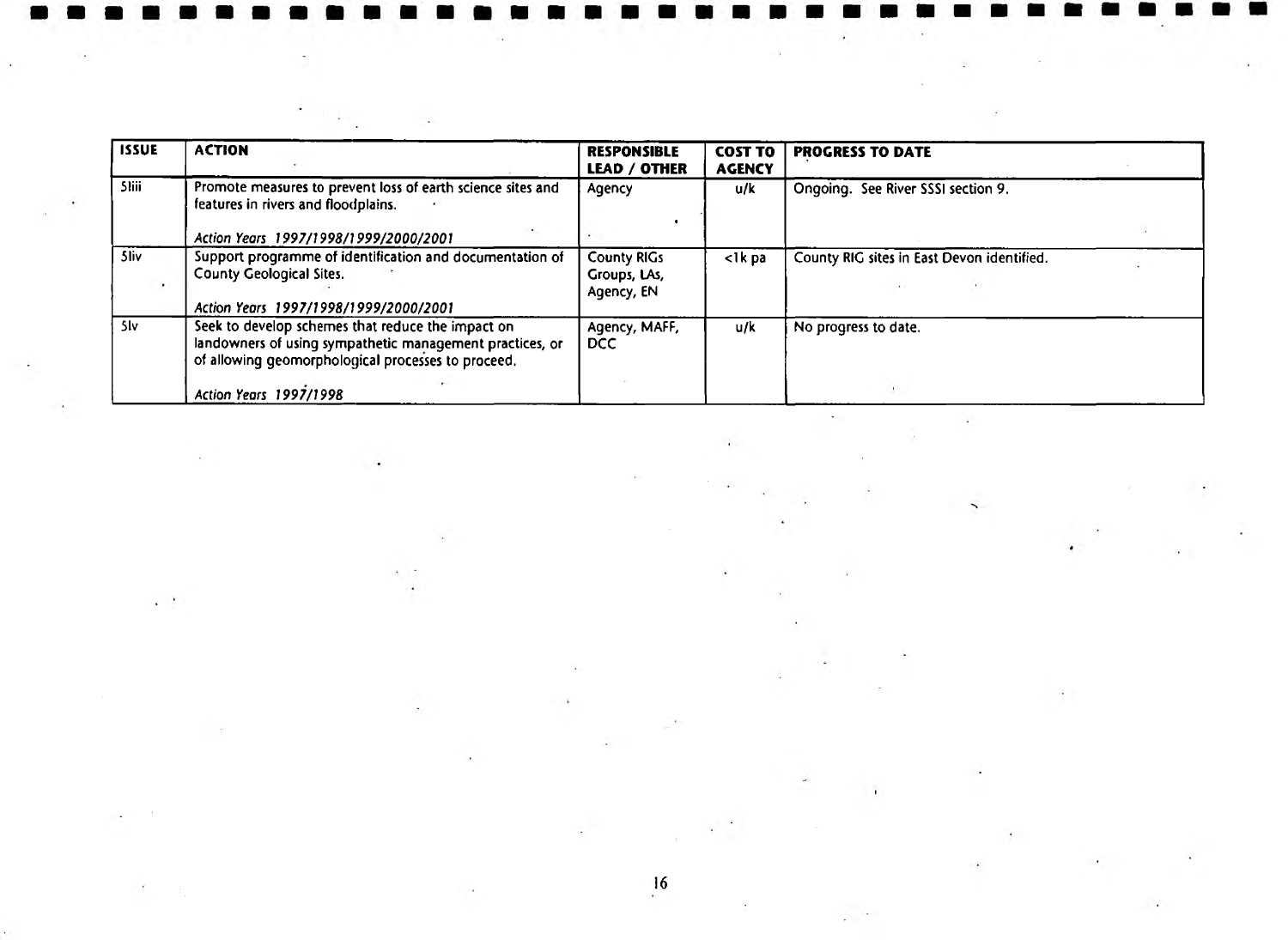| ISSUE | ACTION | RESPONSIBLE LEAD / OTHER | COST TO AGENCY | PROGRESS TO DATE |
| --- | --- | --- | --- | --- |
| 5liii | Promote measures to prevent loss of earth science sites and features in rivers and floodplains.<br><br>*Action Years 1997/1998/1999/2000/2001* | Agency | u/k | Ongoing. See River SSSI section 9. |
| 5liv | Support programme of identification and documentation of County Geological Sites.<br><br>*Action Years 1997/1998/1999/2000/2001* | County RIGs Groups, LAs, Agency, EN | <1k pa | County RIG sites in East Devon identified. |
| 5lv | Seek to develop schemes that reduce the impact on landowners of using sympathetic management practices, or of allowing geomorphological processes to proceed.<br><br>*Action Years 1997/1998* | Agency, MAFF, DCC | u/k | No progress to date. |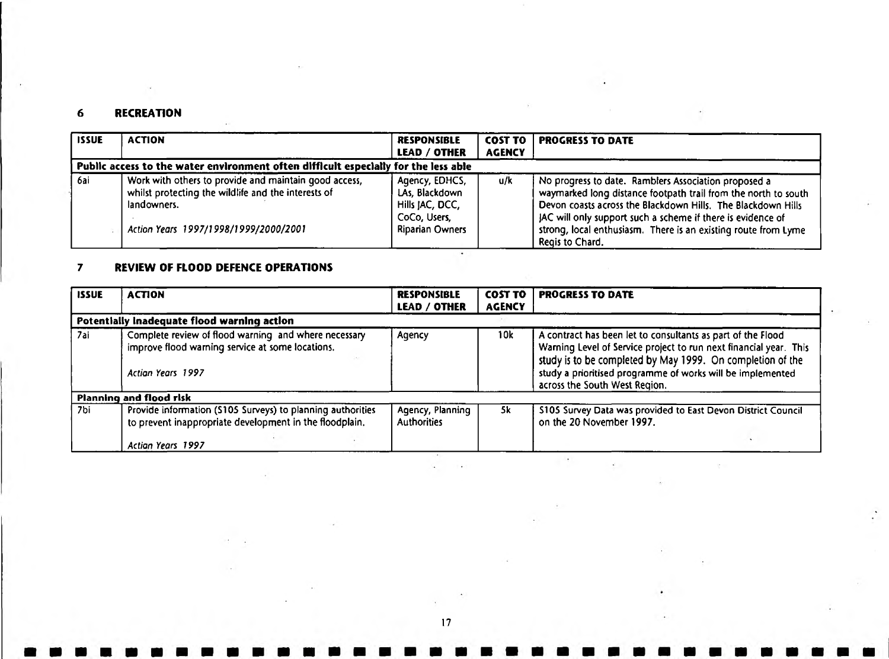## 6 RECREATION

| ISSUE | ACTION | RESPONSIBLE LEAD / OTHER | COST TO AGENCY | PROGRESS TO DATE |
|---|---|---|---|---|
| **Public access to the water environment often difficult especially for the less able** | | | | |
| 6ai | Work with others to provide and maintain good access, whilst protecting the wildlife and the interests of landowners.<br><br>*Action Years 1997/1998/1999/2000/2001* | Agency, EDHCS, LAs, Blackdown Hills JAC, DCC, CoCo, Users, Riparian Owners | u/k | No progress to date. Ramblers Association proposed a waymarked long distance footpath trail from the north to south Devon coasts across the Blackdown Hills. The Blackdown Hills JAC will only support such a scheme if there is evidence of strong, local enthusiasm. There is an existing route from Lyme Regis to Chard. |

## 7 REVIEW OF FLOOD DEFENCE OPERATIONS

| ISSUE | ACTION | RESPONSIBLE LEAD / OTHER | COST TO AGENCY | PROGRESS TO DATE |
|---|---|---|---|---|
| **Potentially inadequate flood warning action** | | | | |
| 7ai | Complete review of flood warning and where necessary improve flood warning service at some locations.<br><br>*Action Years 1997* | Agency | 10k | A contract has been let to consultants as part of the Flood Warning Level of Service project to run next financial year. This study is to be completed by May 1999. On completion of the study a prioritised programme of works will be implemented across the South West Region. |
| **Planning and flood risk** | | | | |
| 7bi | Provide information (S105 Surveys) to planning authorities to prevent inappropriate development in the floodplain.<br><br>*Action Years 1997* | Agency, Planning Authorities | 5k | S105 Survey Data was provided to East Devon District Council on the 20 November 1997. |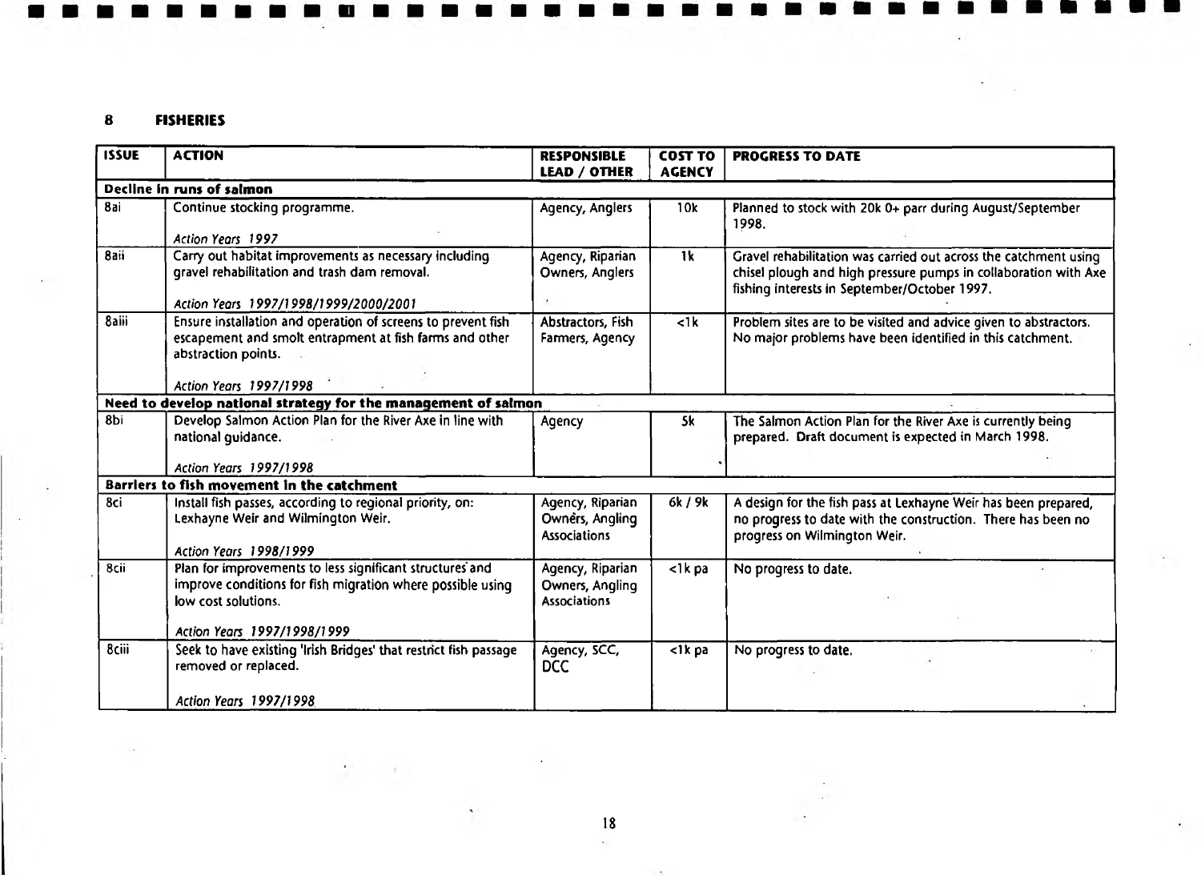## 8 FISHERIES

| ISSUE | ACTION | RESPONSIBLE LEAD / OTHER | COST TO AGENCY | PROGRESS TO DATE |
|---|---|---|---|---|
| **Decline in runs of salmon** | | | | |
| 8ai | Continue stocking programme.<br><br>*Action Years 1997* | Agency, Anglers | 10k | Planned to stock with 20k 0+ parr during August/September 1998. |
| 8aii | Carry out habitat improvements as necessary including gravel rehabilitation and trash dam removal.<br><br>*Action Years 1997/1998/1999/2000/2001* | Agency, Riparian Owners, Anglers | 1k | Gravel rehabilitation was carried out across the catchment using chisel plough and high pressure pumps in collaboration with Axe fishing interests in September/October 1997. |
| 8aiii | Ensure installation and operation of screens to prevent fish escapement and smolt entrapment at fish farms and other abstraction points.<br><br>*Action Years 1997/1998* | Abstractors, Fish Farmers, Agency | <1k | Problem sites are to be visited and advice given to abstractors. No major problems have been identified in this catchment. |
| **Need to develop national strategy for the management of salmon** | | | | |
| 8bi | Develop Salmon Action Plan for the River Axe in line with national guidance.<br><br>*Action Years 1997/1998* | Agency | 5k | The Salmon Action Plan for the River Axe is currently being prepared. Draft document is expected in March 1998. |
| **Barriers to fish movement in the catchment** | | | | |
| 8ci | Install fish passes, according to regional priority, on: Lexhayne Weir and Wilmington Weir.<br><br>*Action Years 1998/1999* | Agency, Riparian Owners, Angling Associations | 6k / 9k | A design for the fish pass at Lexhayne Weir has been prepared, no progress to date with the construction. There has been no progress on Wilmington Weir. |
| 8cii | Plan for improvements to less significant structures and improve conditions for fish migration where possible using low cost solutions.<br><br>*Action Years 1997/1998/1999* | Agency, Riparian Owners, Angling Associations | <1k pa | No progress to date. |
| 8ciii | Seek to have existing 'Irish Bridges' that restrict fish passage removed or replaced.<br><br>*Action Years 1997/1998* | Agency, SCC, DCC | <1k pa | No progress to date. |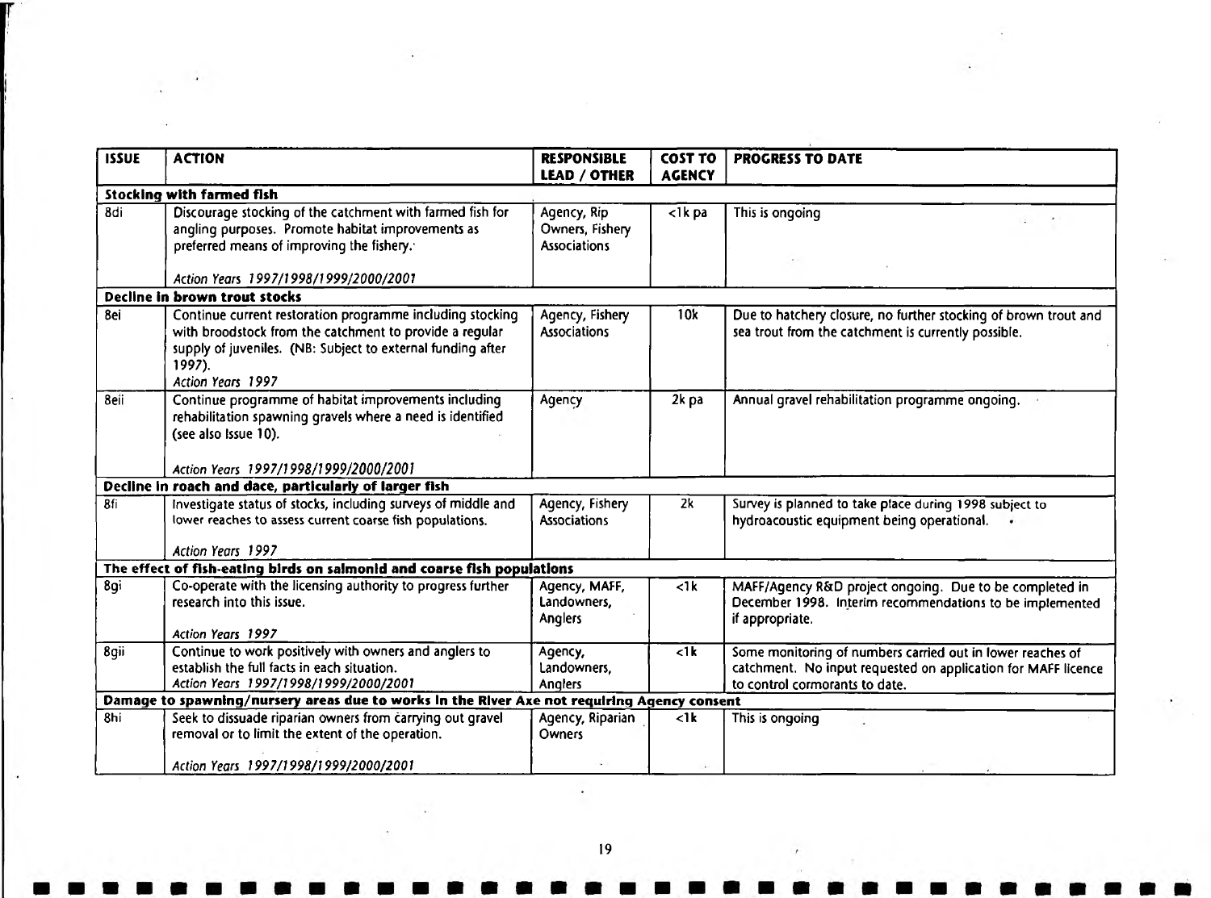| ISSUE | ACTION | RESPONSIBLE LEAD / OTHER | COST TO AGENCY | PROGRESS TO DATE |
|---|---|---|---|---|
| **Stocking with farmed fish** | | | | |
| 8di | Discourage stocking of the catchment with farmed fish for angling purposes. Promote habitat improvements as preferred means of improving the fishery. *Action Years 1997/1998/1999/2000/2001* | Agency, Rip Owners, Fishery Associations | <1k pa | This is ongoing |
| **Decline in brown trout stocks** | | | | |
| 8ei | Continue current restoration programme including stocking with broodstock from the catchment to provide a regular supply of juveniles. (NB: Subject to external funding after 1997). *Action Years 1997* | Agency, Fishery Associations | 10k | Due to hatchery closure, no further stocking of brown trout and sea trout from the catchment is currently possible. |
| 8eii | Continue programme of habitat improvements including rehabilitation spawning gravels where a need is identified (see also Issue 10). *Action Years 1997/1998/1999/2000/2001* | Agency | 2k pa | Annual gravel rehabilitation programme ongoing. |
| **Decline in roach and dace, particularly of larger fish** | | | | |
| 8fi | Investigate status of stocks, including surveys of middle and lower reaches to assess current coarse fish populations. *Action Years 1997* | Agency, Fishery Associations | 2k | Survey is planned to take place during 1998 subject to hydroacoustic equipment being operational. |
| **The effect of fish-eating birds on salmonid and coarse fish populations** | | | | |
| 8gi | Co-operate with the licensing authority to progress further research into this issue. *Action Years 1997* | Agency, MAFF, Landowners, Anglers | <1k | MAFF/Agency R&D project ongoing. Due to be completed in December 1998. Interim recommendations to be implemented if appropriate. |
| 8gii | Continue to work positively with owners and anglers to establish the full facts in each situation. *Action Years 1997/1998/1999/2000/2001* | Agency, Landowners, Anglers | <1k | Some monitoring of numbers carried out in lower reaches of catchment. No input requested on application for MAFF licence to control cormorants to date. |
| **Damage to spawning/nursery areas due to works in the River Axe not requiring Agency consent** | | | | |
| 8hi | Seek to dissuade riparian owners from carrying out gravel removal or to limit the extent of the operation. *Action Years 1997/1998/1999/2000/2001* | Agency, Riparian Owners | <1k | This is ongoing |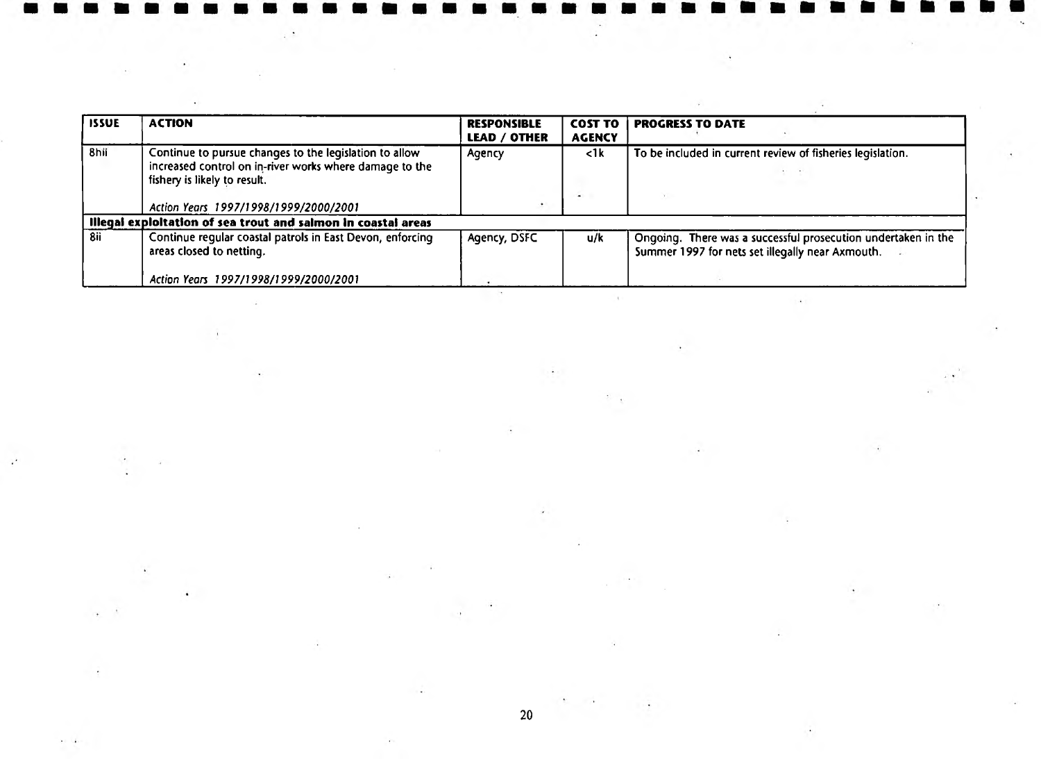| ISSUE | ACTION | RESPONSIBLE LEAD / OTHER | COST TO AGENCY | PROGRESS TO DATE |
|---|---|---|---|---|
| 8hii | Continue to pursue changes to the legislation to allow increased control on in-river works where damage to the fishery is likely to result.<br><br>*Action Years 1997/1998/1999/2000/2001* | Agency | <1k | To be included in current review of fisheries legislation. |
| **Illegal exploitation of sea trout and salmon in coastal areas** | | | | |
| 8ii | Continue regular coastal patrols in East Devon, enforcing areas closed to netting.<br><br>*Action Years 1997/1998/1999/2000/2001* | Agency, DSFC | u/k | Ongoing. There was a successful prosecution undertaken in the Summer 1997 for nets set illegally near Axmouth. |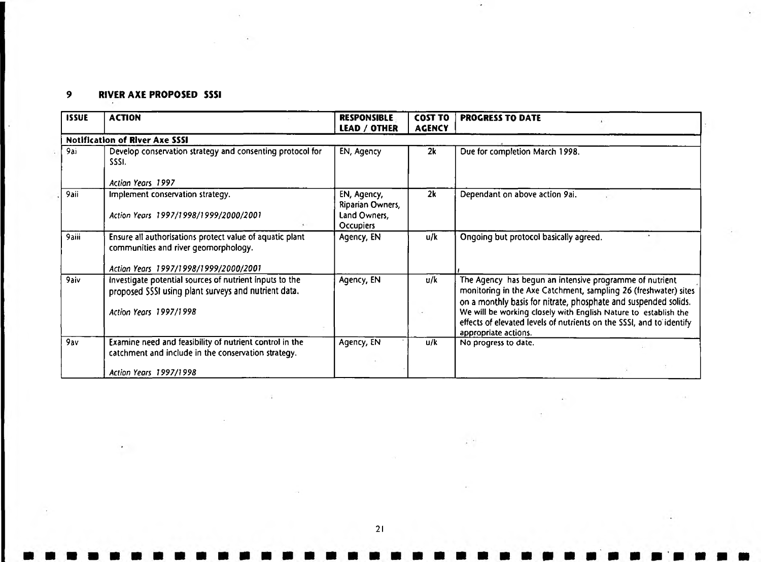## 9 RIVER AXE PROPOSED SSSI

| ISSUE | ACTION | RESPONSIBLE LEAD / OTHER | COST TO AGENCY | PROGRESS TO DATE |
|---|---|---|---|---|
| **Notification of River Axe SSSI** | | | | |
| 9ai | Develop conservation strategy and consenting protocol for SSSI.<br><br>*Action Years 1997* | EN, Agency | 2k | Due for completion March 1998. |
| 9aii | Implement conservation strategy.<br><br>*Action Years 1997/1998/1999/2000/2001* | EN, Agency, Riparian Owners, Land Owners, Occupiers | 2k | Dependant on above action 9ai. |
| 9aiii | Ensure all authorisations protect value of aquatic plant communities and river geomorphology.<br><br>*Action Years 1997/1998/1999/2000/2001* | Agency, EN | u/k | Ongoing but protocol basically agreed. |
| 9aiv | Investigate potential sources of nutrient inputs to the proposed SSSI using plant surveys and nutrient data.<br><br>*Action Years 1997/1998* | Agency, EN | u/k | The Agency has begun an intensive programme of nutrient monitoring in the Axe Catchment, sampling 26 (freshwater) sites on a monthly basis for nitrate, phosphate and suspended solids. We will be working closely with English Nature to establish the effects of elevated levels of nutrients on the SSSI, and to identify appropriate actions. |
| 9av | Examine need and feasibility of nutrient control in the catchment and include in the conservation strategy.<br><br>*Action Years 1997/1998* | Agency, EN | u/k | No progress to date. |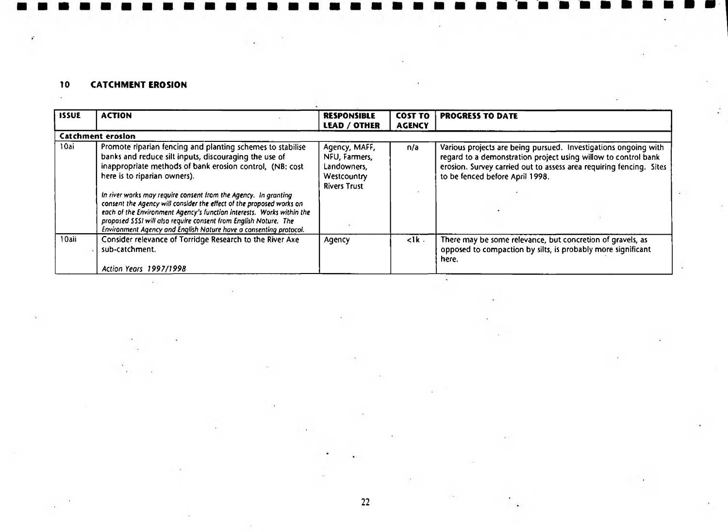## 10 CATCHMENT EROSION

| ISSUE | ACTION | RESPONSIBLE LEAD / OTHER | COST TO AGENCY | PROGRESS TO DATE |
|---|---|---|---|---|
| **Catchment erosion** | | | | |
| 10ai | Promote riparian fencing and planting schemes to stabilise banks and reduce silt inputs, discouraging the use of inappropriate methods of bank erosion control, (NB: cost here is to riparian owners).<br><br>*In river works may require consent from the Agency. In granting consent the Agency will consider the effect of the proposed works on each of the Environment Agency's function interests. Works within the proposed SSSI will also require consent from English Nature. The Environment Agency and English Nature have a consenting protocol.* | Agency, MAFF, NFU, Farmers, Landowners, Westcountry Rivers Trust | n/a | Various projects are being pursued. Investigations ongoing with regard to a demonstration project using willow to control bank erosion. Survey carried out to assess area requiring fencing. Sites to be fenced before April 1998. |
| 10aii | Consider relevance of Torridge Research to the River Axe sub-catchment.<br><br>*Action Years 1997/1998* | Agency | <1k | There may be some relevance, but concretion of gravels, as opposed to compaction by silts, is probably more significant here. |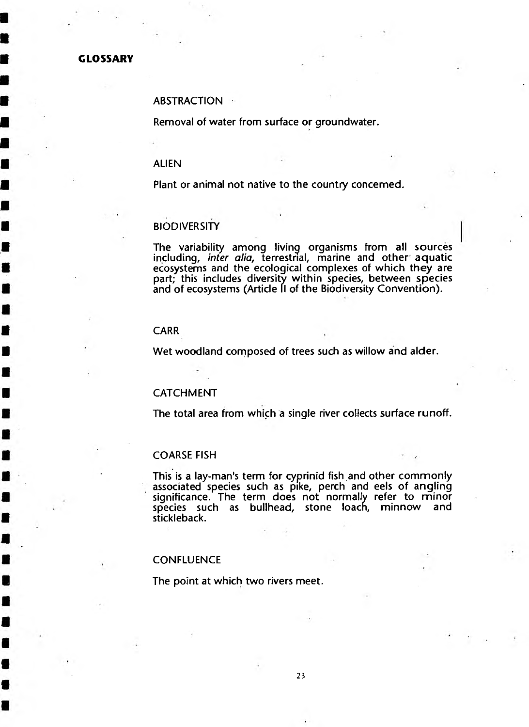## GLOSSARY

### ABSTRACTION

Removal of water from surface or groundwater.

### ALIEN

Plant or animal not native to the country concerned.

### BIODIVERSITY

The variability among living organisms from all sources including, *inter alia*, terrestrial, marine and other aquatic ecosystems and the ecological complexes of which they are part; this includes diversity within species, between species and of ecosystems (Article II of the Biodiversity Convention).

### CARR

Wet woodland composed of trees such as willow and alder.

### CATCHMENT

The total area from which a single river collects surface runoff.

### COARSE FISH

This is a lay-man's term for cyprinid fish and other commonly associated species such as pike, perch and eels of angling significance. The term does not normally refer to minor species such as bullhead, stone loach, minnow and stickleback.

### CONFLUENCE

The point at which two rivers meet.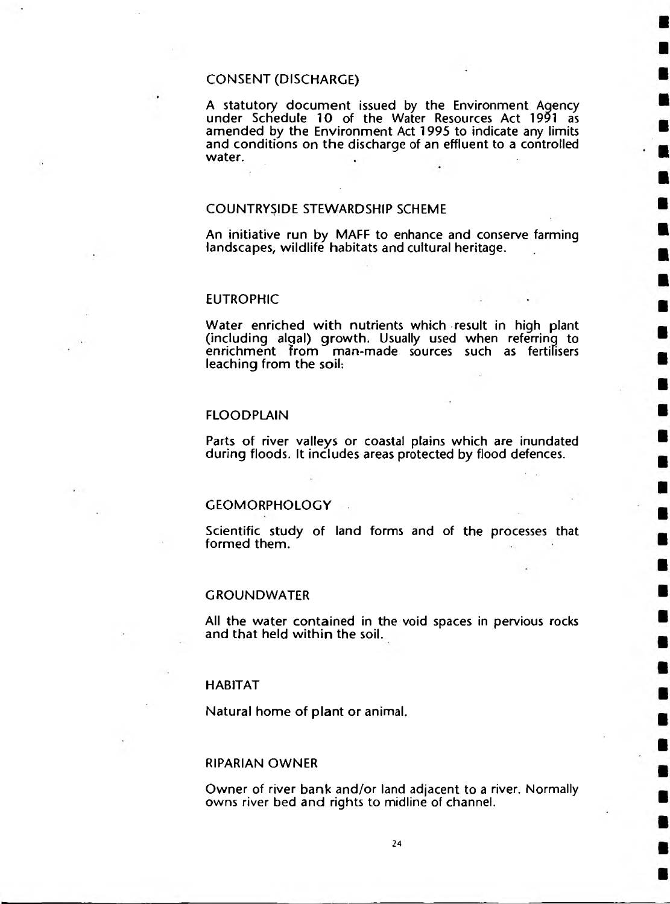### CONSENT (DISCHARGE)

A statutory document issued by the Environment Agency under Schedule 10 of the Water Resources Act 1991 as amended by the Environment Act 1995 to indicate any limits and conditions on the discharge of an effluent to a controlled water.

### COUNTRYSIDE STEWARDSHIP SCHEME

An initiative run by MAFF to enhance and conserve farming landscapes, wildlife habitats and cultural heritage.

### EUTROPHIC

Water enriched with nutrients which result in high plant (including algal) growth. Usually used when referring to enrichment from man-made sources such as fertilisers leaching from the soil.

### FLOODPLAIN

Parts of river valleys or coastal plains which are inundated during floods. It includes areas protected by flood defences.

### GEOMORPHOLOGY

Scientific study of land forms and of the processes that formed them.

### GROUNDWATER

All the water contained in the void spaces in pervious rocks and that held within the soil.

### HABITAT

Natural home of plant or animal.

### RIPARIAN OWNER

Owner of river bank and/or land adjacent to a river. Normally owns river bed and rights to midline of channel.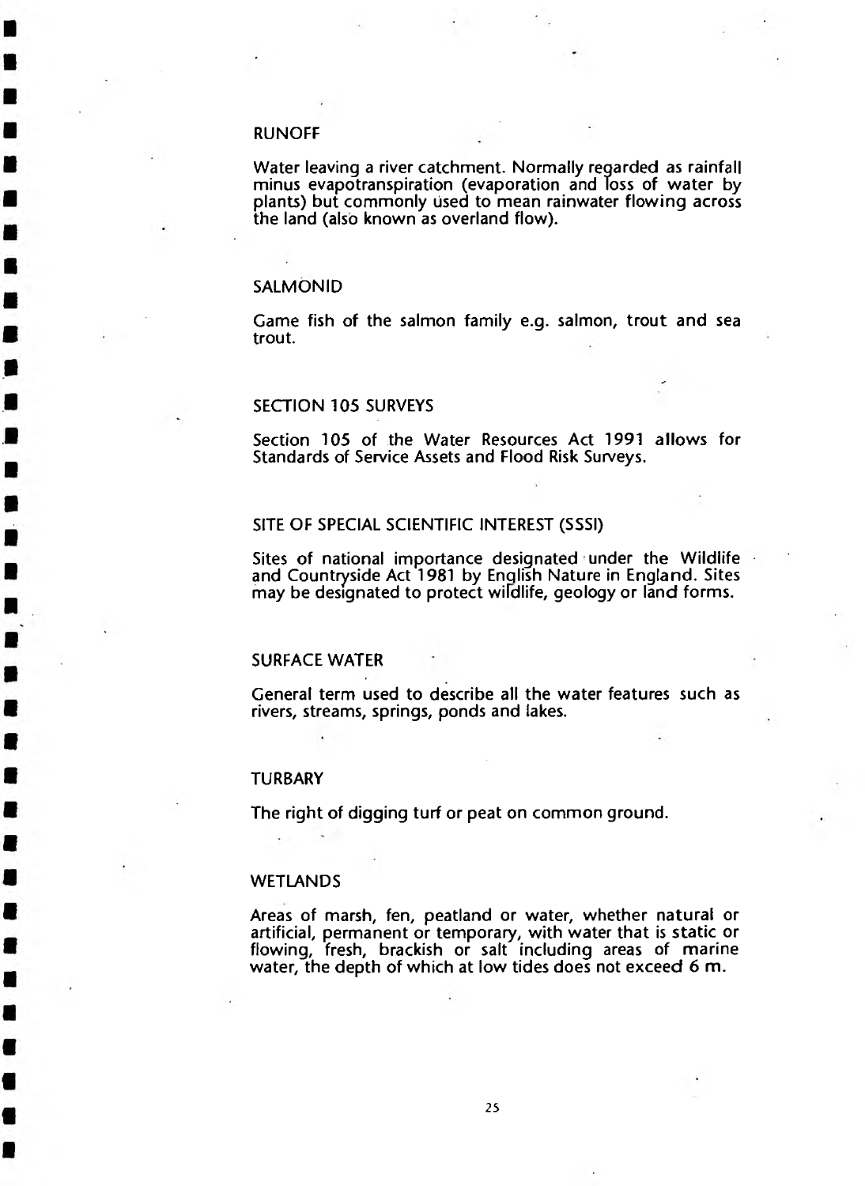### RUNOFF

Water leaving a river catchment. Normally regarded as rainfall minus evapotranspiration (evaporation and loss of water by plants) but commonly used to mean rainwater flowing across the land (also known as overland flow).

### SALMONID

Game fish of the salmon family e.g. salmon, trout and sea trout.

### SECTION 105 SURVEYS

Section 105 of the Water Resources Act 1991 allows for Standards of Service Assets and Flood Risk Surveys.

### SITE OF SPECIAL SCIENTIFIC INTEREST (SSSI)

Sites of national importance designated under the Wildlife and Countryside Act 1981 by English Nature in England. Sites may be designated to protect wildlife, geology or land forms.

### SURFACE WATER

General term used to describe all the water features such as rivers, streams, springs, ponds and lakes.

### TURBARY

The right of digging turf or peat on common ground.

### WETLANDS

Areas of marsh, fen, peatland or water, whether natural or artificial, permanent or temporary, with water that is static or flowing, fresh, brackish or salt including areas of marine water, the depth of which at low tides does not exceed 6 m.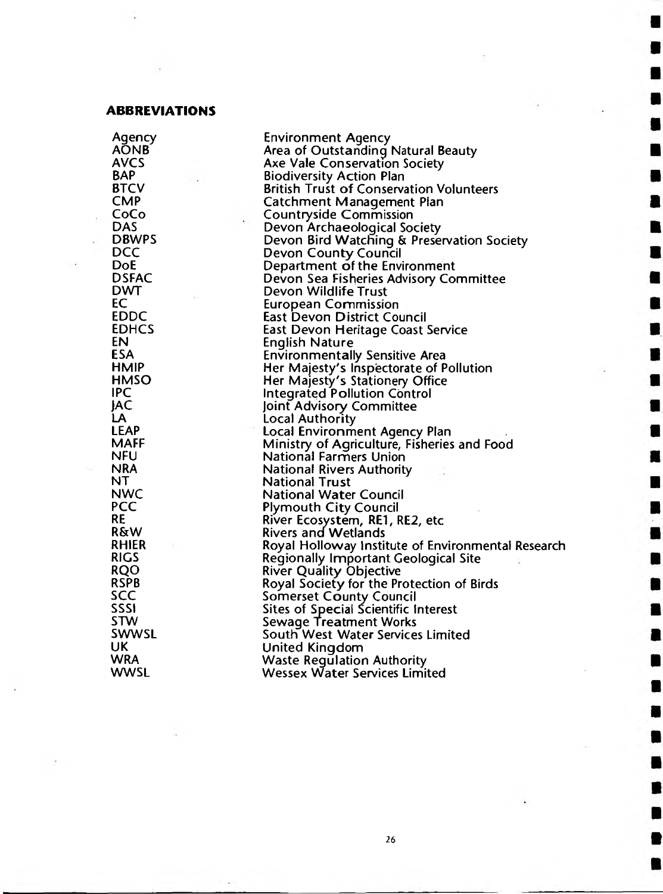## ABBREVIATIONS

| | |
|---|---|
| Agency | Environment Agency |
| AONB | Area of Outstanding Natural Beauty |
| AVCS | Axe Vale Conservation Society |
| BAP | Biodiversity Action Plan |
| BTCV | British Trust of Conservation Volunteers |
| CMP | Catchment Management Plan |
| CoCo | Countryside Commission |
| DAS | Devon Archaeological Society |
| DBWPS | Devon Bird Watching & Preservation Society |
| DCC | Devon County Council |
| DoE | Department of the Environment |
| DSFAC | Devon Sea Fisheries Advisory Committee |
| DWT | Devon Wildlife Trust |
| EC | European Commission |
| EDDC | East Devon District Council |
| EDHCS | East Devon Heritage Coast Service |
| EN | English Nature |
| ESA | Environmentally Sensitive Area |
| HMIP | Her Majesty's Inspectorate of Pollution |
| HMSO | Her Majesty's Stationery Office |
| IPC | Integrated Pollution Control |
| JAC | Joint Advisory Committee |
| LA | Local Authority |
| LEAP | Local Environment Agency Plan |
| MAFF | Ministry of Agriculture, Fisheries and Food |
| NFU | National Farmers Union |
| NRA | National Rivers Authority |
| NT | National Trust |
| NWC | National Water Council |
| PCC | Plymouth City Council |
| RE | River Ecosystem, RE1, RE2, etc |
| R&W | Rivers and Wetlands |
| RHIER | Royal Holloway Institute of Environmental Research |
| RIGS | Regionally Important Geological Site |
| RQO | River Quality Objective |
| RSPB | Royal Society for the Protection of Birds |
| SCC | Somerset County Council |
| SSSI | Sites of Special Scientific Interest |
| STW | Sewage Treatment Works |
| SWWSL | South West Water Services Limited |
| UK | United Kingdom |
| WRA | Waste Regulation Authority |
| WWSL | Wessex Water Services Limited |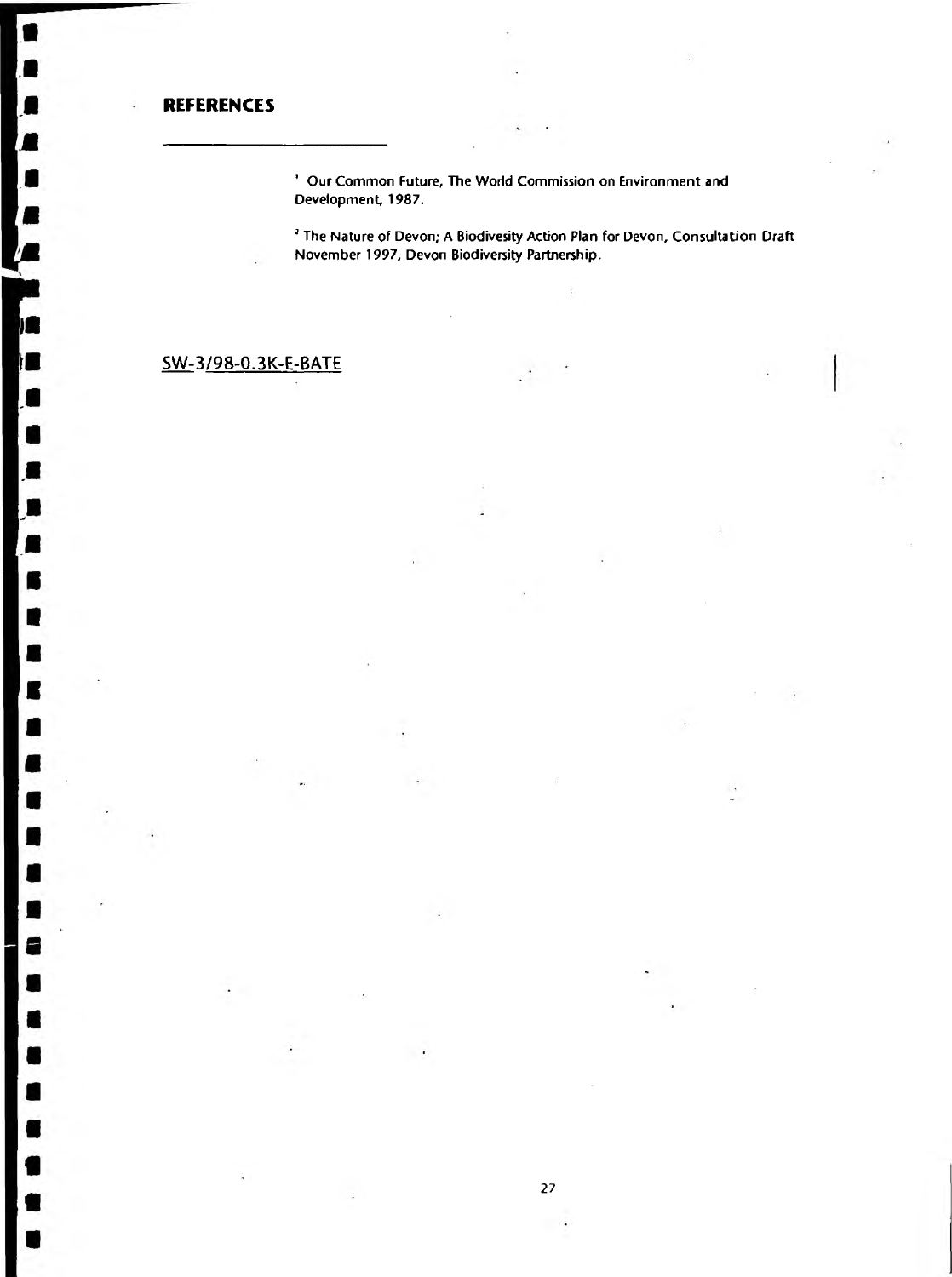## REFERENCES

[1] Our Common Future, The World Commission on Environment and Development, 1987.

[2] The Nature of Devon; A Biodivesity Action Plan for Devon, Consultation Draft November 1997, Devon Biodiversity Partnership.

SW-3/98-0.3K-E-BATE